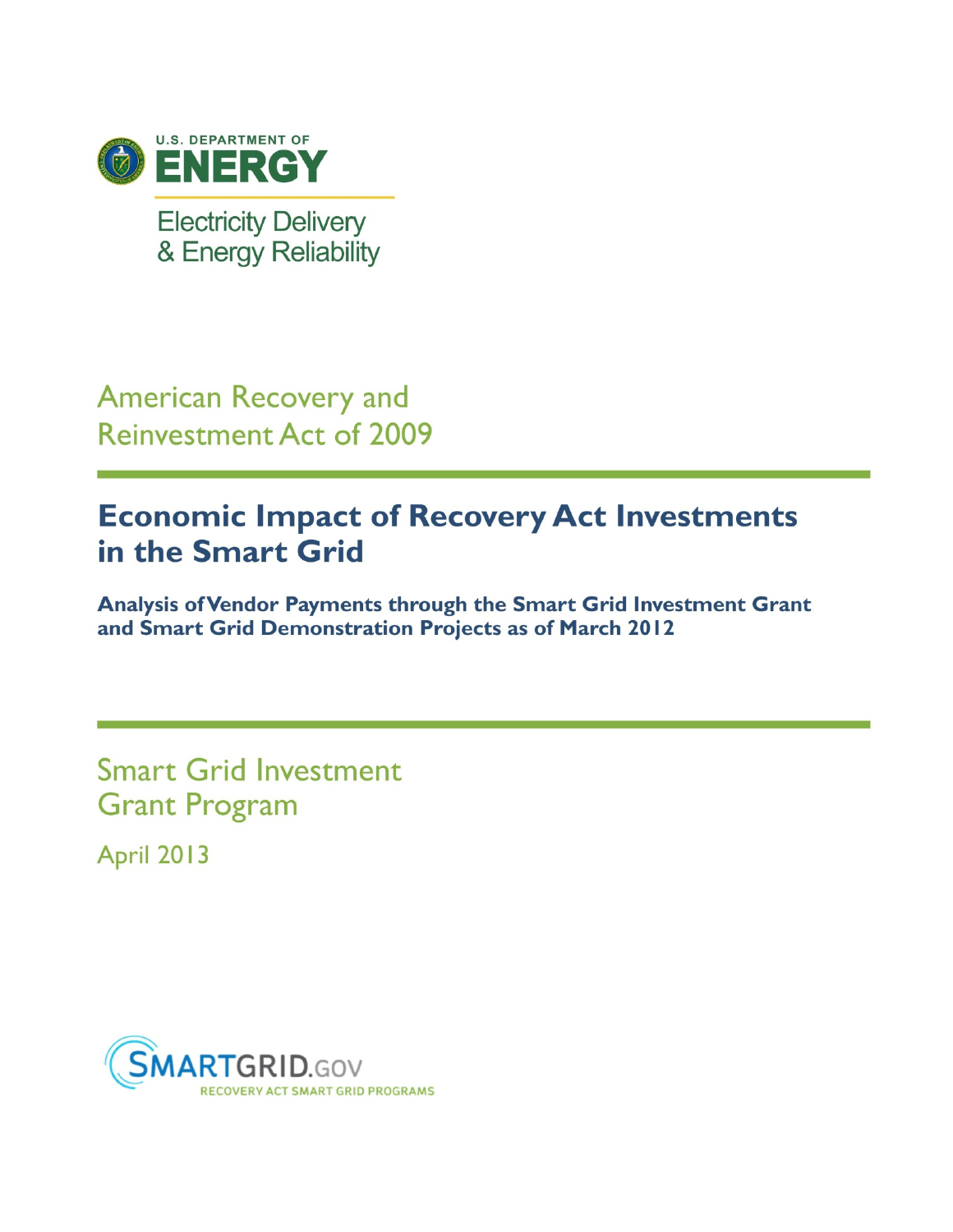U.S. DEPARTMENT OF

**ENERGY**

Electricity Delivery
& Energy Reliability

American Recovery and
Reinvestment Act of 2009

# Economic Impact of Recovery Act Investments in the Smart Grid

## Analysis of Vendor Payments through the Smart Grid Investment Grant and Smart Grid Demonstration Projects as of March 2012

Smart Grid Investment
Grant Program

April 2013

SMARTGRID.GOV
RECOVERY ACT SMART GRID PROGRAMS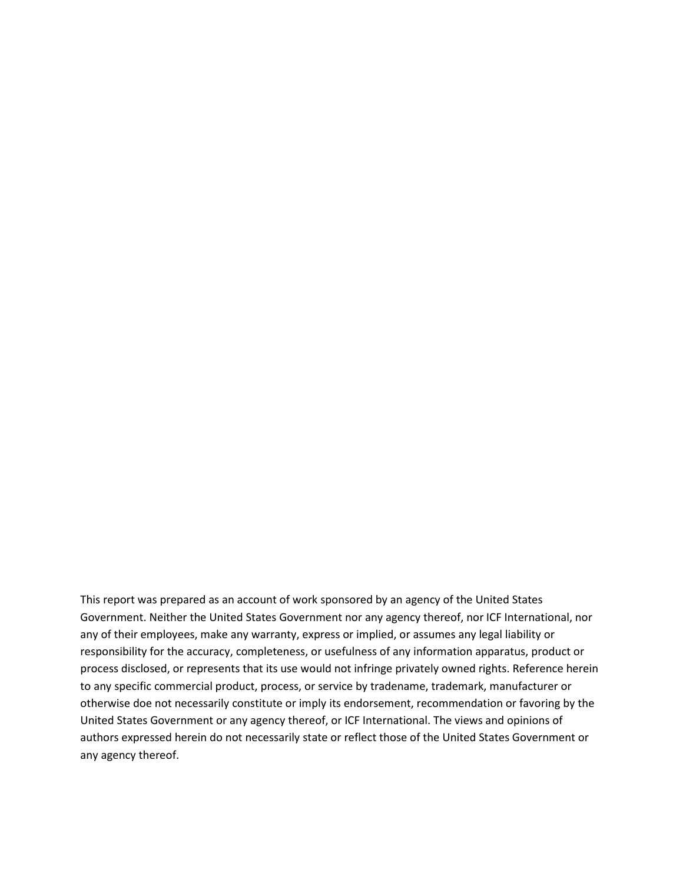This report was prepared as an account of work sponsored by an agency of the United States Government. Neither the United States Government nor any agency thereof, nor ICF International, nor any of their employees, make any warranty, express or implied, or assumes any legal liability or responsibility for the accuracy, completeness, or usefulness of any information apparatus, product or process disclosed, or represents that its use would not infringe privately owned rights. Reference herein to any specific commercial product, process, or service by tradename, trademark, manufacturer or otherwise doe not necessarily constitute or imply its endorsement, recommendation or favoring by the United States Government or any agency thereof, or ICF International. The views and opinions of authors expressed herein do not necessarily state or reflect those of the United States Government or any agency thereof.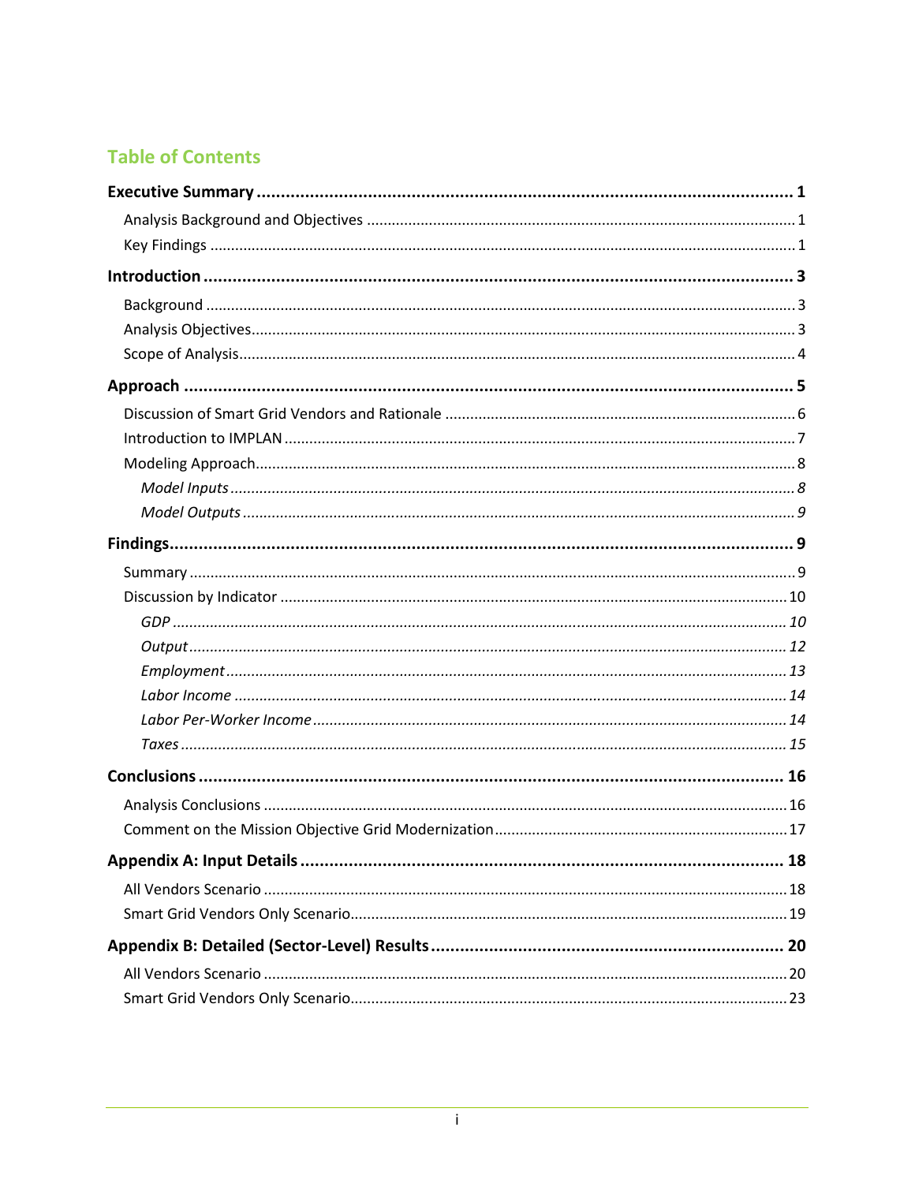## Table of Contents

**Executive Summary** .......... **1**

- Analysis Background and Objectives .......... 1
- Key Findings .......... 1

**Introduction** .......... **3**

- Background .......... 3
- Analysis Objectives .......... 3
- Scope of Analysis .......... 4

**Approach** .......... **5**

- Discussion of Smart Grid Vendors and Rationale .......... 6
- Introduction to IMPLAN .......... 7
- Modeling Approach .......... 8
  - *Model Inputs* .......... *8*
  - *Model Outputs* .......... *9*

**Findings** .......... **9**

- Summary .......... 9
- Discussion by Indicator .......... 10
  - *GDP* .......... *10*
  - *Output* .......... *12*
  - *Employment* .......... *13*
  - *Labor Income* .......... *14*
  - *Labor Per-Worker Income* .......... *14*
  - *Taxes* .......... *15*

**Conclusions** .......... **16**

- Analysis Conclusions .......... 16
- Comment on the Mission Objective Grid Modernization .......... 17

**Appendix A: Input Details** .......... **18**

- All Vendors Scenario .......... 18
- Smart Grid Vendors Only Scenario .......... 19

**Appendix B: Detailed (Sector-Level) Results** .......... **20**

- All Vendors Scenario .......... 20
- Smart Grid Vendors Only Scenario .......... 23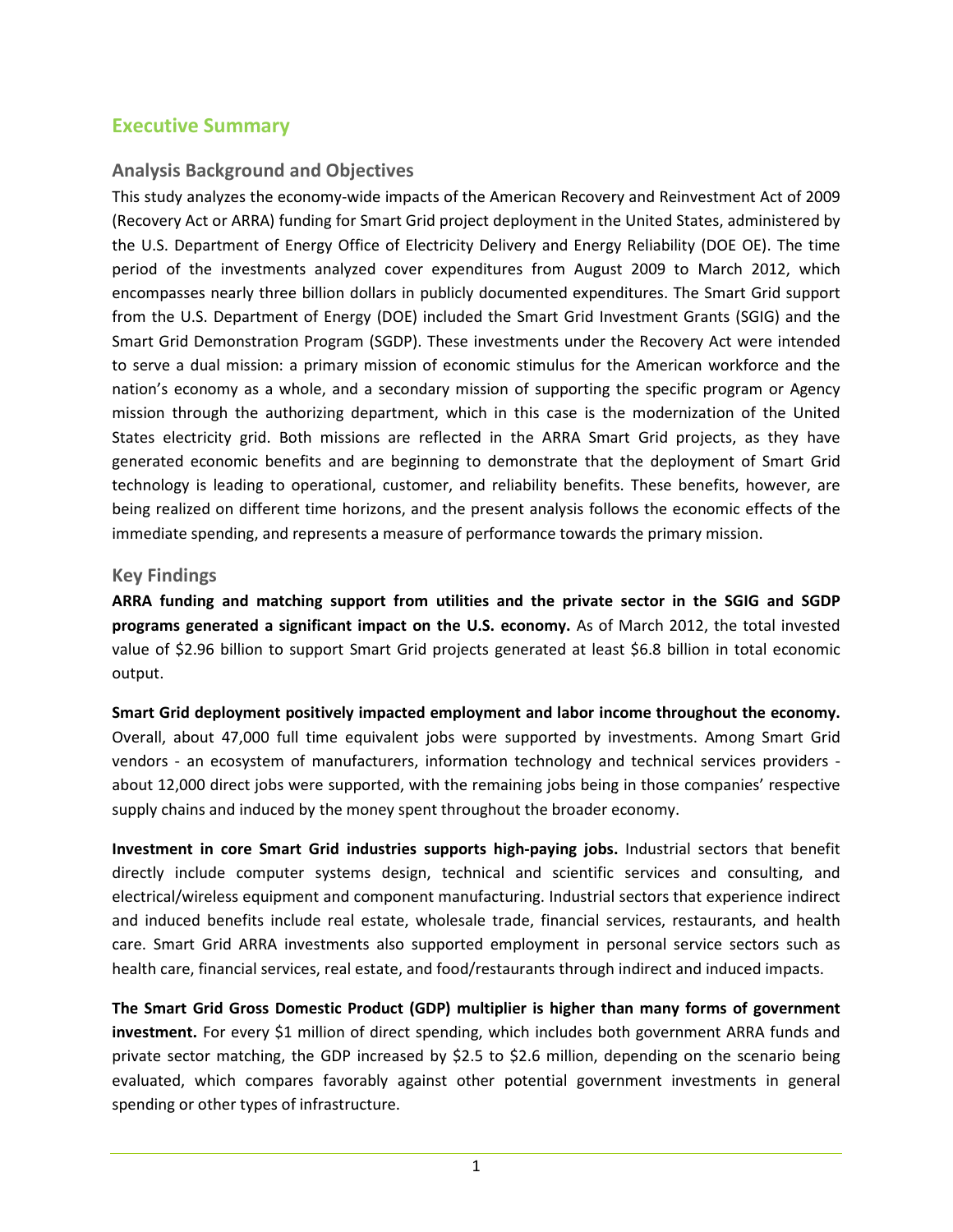# Executive Summary

## Analysis Background and Objectives

This study analyzes the economy-wide impacts of the American Recovery and Reinvestment Act of 2009 (Recovery Act or ARRA) funding for Smart Grid project deployment in the United States, administered by the U.S. Department of Energy Office of Electricity Delivery and Energy Reliability (DOE OE). The time period of the investments analyzed cover expenditures from August 2009 to March 2012, which encompasses nearly three billion dollars in publicly documented expenditures. The Smart Grid support from the U.S. Department of Energy (DOE) included the Smart Grid Investment Grants (SGIG) and the Smart Grid Demonstration Program (SGDP). These investments under the Recovery Act were intended to serve a dual mission: a primary mission of economic stimulus for the American workforce and the nation's economy as a whole, and a secondary mission of supporting the specific program or Agency mission through the authorizing department, which in this case is the modernization of the United States electricity grid. Both missions are reflected in the ARRA Smart Grid projects, as they have generated economic benefits and are beginning to demonstrate that the deployment of Smart Grid technology is leading to operational, customer, and reliability benefits. These benefits, however, are being realized on different time horizons, and the present analysis follows the economic effects of the immediate spending, and represents a measure of performance towards the primary mission.

## Key Findings

**ARRA funding and matching support from utilities and the private sector in the SGIG and SGDP programs generated a significant impact on the U.S. economy.** As of March 2012, the total invested value of $2.96 billion to support Smart Grid projects generated at least $6.8 billion in total economic output.

**Smart Grid deployment positively impacted employment and labor income throughout the economy.** Overall, about 47,000 full time equivalent jobs were supported by investments. Among Smart Grid vendors - an ecosystem of manufacturers, information technology and technical services providers - about 12,000 direct jobs were supported, with the remaining jobs being in those companies' respective supply chains and induced by the money spent throughout the broader economy.

**Investment in core Smart Grid industries supports high-paying jobs.** Industrial sectors that benefit directly include computer systems design, technical and scientific services and consulting, and electrical/wireless equipment and component manufacturing. Industrial sectors that experience indirect and induced benefits include real estate, wholesale trade, financial services, restaurants, and health care. Smart Grid ARRA investments also supported employment in personal service sectors such as health care, financial services, real estate, and food/restaurants through indirect and induced impacts.

**The Smart Grid Gross Domestic Product (GDP) multiplier is higher than many forms of government investment.** For every $1 million of direct spending, which includes both government ARRA funds and private sector matching, the GDP increased by $2.5 to $2.6 million, depending on the scenario being evaluated, which compares favorably against other potential government investments in general spending or other types of infrastructure.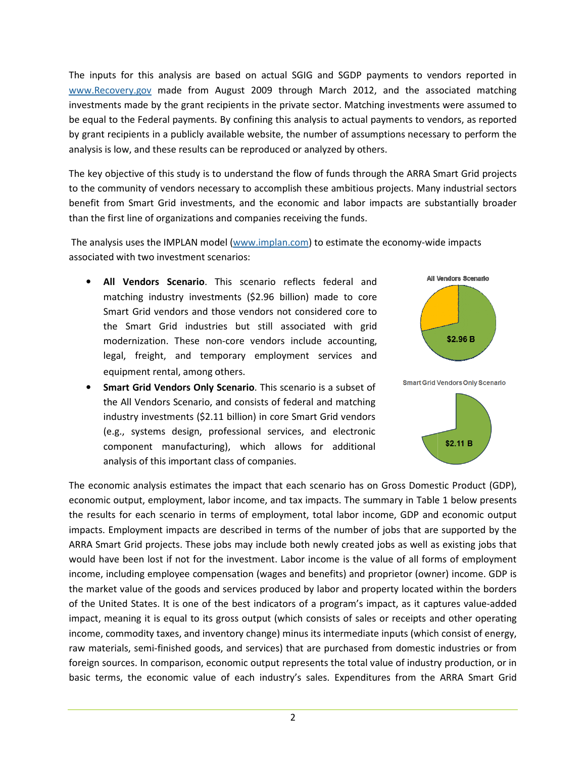The inputs for this analysis are based on actual SGIG and SGDP payments to vendors reported in www.Recovery.gov made from August 2009 through March 2012, and the associated matching investments made by the grant recipients in the private sector. Matching investments were assumed to be equal to the Federal payments. By confining this analysis to actual payments to vendors, as reported by grant recipients in a publicly available website, the number of assumptions necessary to perform the analysis is low, and these results can be reproduced or analyzed by others.

The key objective of this study is to understand the flow of funds through the ARRA Smart Grid projects to the community of vendors necessary to accomplish these ambitious projects. Many industrial sectors benefit from Smart Grid investments, and the economic and labor impacts are substantially broader than the first line of organizations and companies receiving the funds.

The analysis uses the IMPLAN model (www.implan.com) to estimate the economy-wide impacts associated with two investment scenarios:

- **All Vendors Scenario**. This scenario reflects federal and matching industry investments ($2.96 billion) made to core Smart Grid vendors and those vendors not considered core to the Smart Grid industries but still associated with grid modernization. These non-core vendors include accounting, legal, freight, and temporary employment services and equipment rental, among others.
- **Smart Grid Vendors Only Scenario**. This scenario is a subset of the All Vendors Scenario, and consists of federal and matching industry investments ($2.11 billion) in core Smart Grid vendors (e.g., systems design, professional services, and electronic component manufacturing), which allows for additional analysis of this important class of companies.

All Vendors Scenario

$2.96 B

Smart Grid Vendors Only Scenario

$2.11 B

The economic analysis estimates the impact that each scenario has on Gross Domestic Product (GDP), economic output, employment, labor income, and tax impacts. The summary in Table 1 below presents the results for each scenario in terms of employment, total labor income, GDP and economic output impacts. Employment impacts are described in terms of the number of jobs that are supported by the ARRA Smart Grid projects. These jobs may include both newly created jobs as well as existing jobs that would have been lost if not for the investment. Labor income is the value of all forms of employment income, including employee compensation (wages and benefits) and proprietor (owner) income. GDP is the market value of the goods and services produced by labor and property located within the borders of the United States. It is one of the best indicators of a program's impact, as it captures value-added impact, meaning it is equal to its gross output (which consists of sales or receipts and other operating income, commodity taxes, and inventory change) minus its intermediate inputs (which consist of energy, raw materials, semi-finished goods, and services) that are purchased from domestic industries or from foreign sources. In comparison, economic output represents the total value of industry production, or in basic terms, the economic value of each industry's sales. Expenditures from the ARRA Smart Grid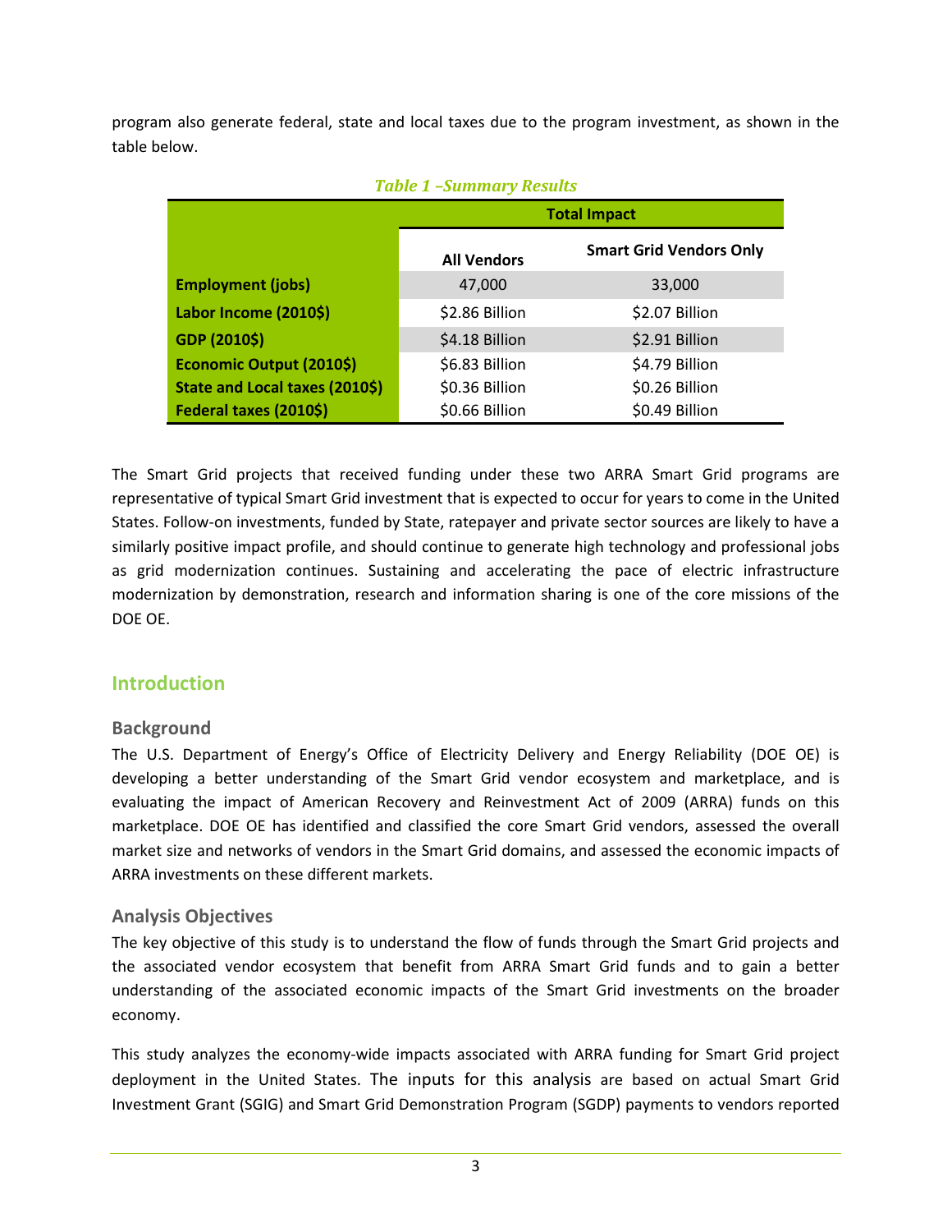program also generate federal, state and local taxes due to the program investment, as shown in the table below.

***Table 1 –Summary Results***

| | Total Impact | |
|---|---|---|
| | **All Vendors** | **Smart Grid Vendors Only** |
| **Employment (jobs)** | 47,000 | 33,000 |
| **Labor Income (2010$)** | $2.86 Billion | $2.07 Billion |
| **GDP (2010$)** | $4.18 Billion | $2.91 Billion |
| **Economic Output (2010$)** | $6.83 Billion | $4.79 Billion |
| **State and Local taxes (2010$)** | $0.36 Billion | $0.26 Billion |
| **Federal taxes (2010$)** | $0.66 Billion | $0.49 Billion |

The Smart Grid projects that received funding under these two ARRA Smart Grid programs are representative of typical Smart Grid investment that is expected to occur for years to come in the United States. Follow-on investments, funded by State, ratepayer and private sector sources are likely to have a similarly positive impact profile, and should continue to generate high technology and professional jobs as grid modernization continues. Sustaining and accelerating the pace of electric infrastructure modernization by demonstration, research and information sharing is one of the core missions of the DOE OE.

## Introduction

### Background

The U.S. Department of Energy's Office of Electricity Delivery and Energy Reliability (DOE OE) is developing a better understanding of the Smart Grid vendor ecosystem and marketplace, and is evaluating the impact of American Recovery and Reinvestment Act of 2009 (ARRA) funds on this marketplace. DOE OE has identified and classified the core Smart Grid vendors, assessed the overall market size and networks of vendors in the Smart Grid domains, and assessed the economic impacts of ARRA investments on these different markets.

### Analysis Objectives

The key objective of this study is to understand the flow of funds through the Smart Grid projects and the associated vendor ecosystem that benefit from ARRA Smart Grid funds and to gain a better understanding of the associated economic impacts of the Smart Grid investments on the broader economy.

This study analyzes the economy-wide impacts associated with ARRA funding for Smart Grid project deployment in the United States. The inputs for this analysis are based on actual Smart Grid Investment Grant (SGIG) and Smart Grid Demonstration Program (SGDP) payments to vendors reported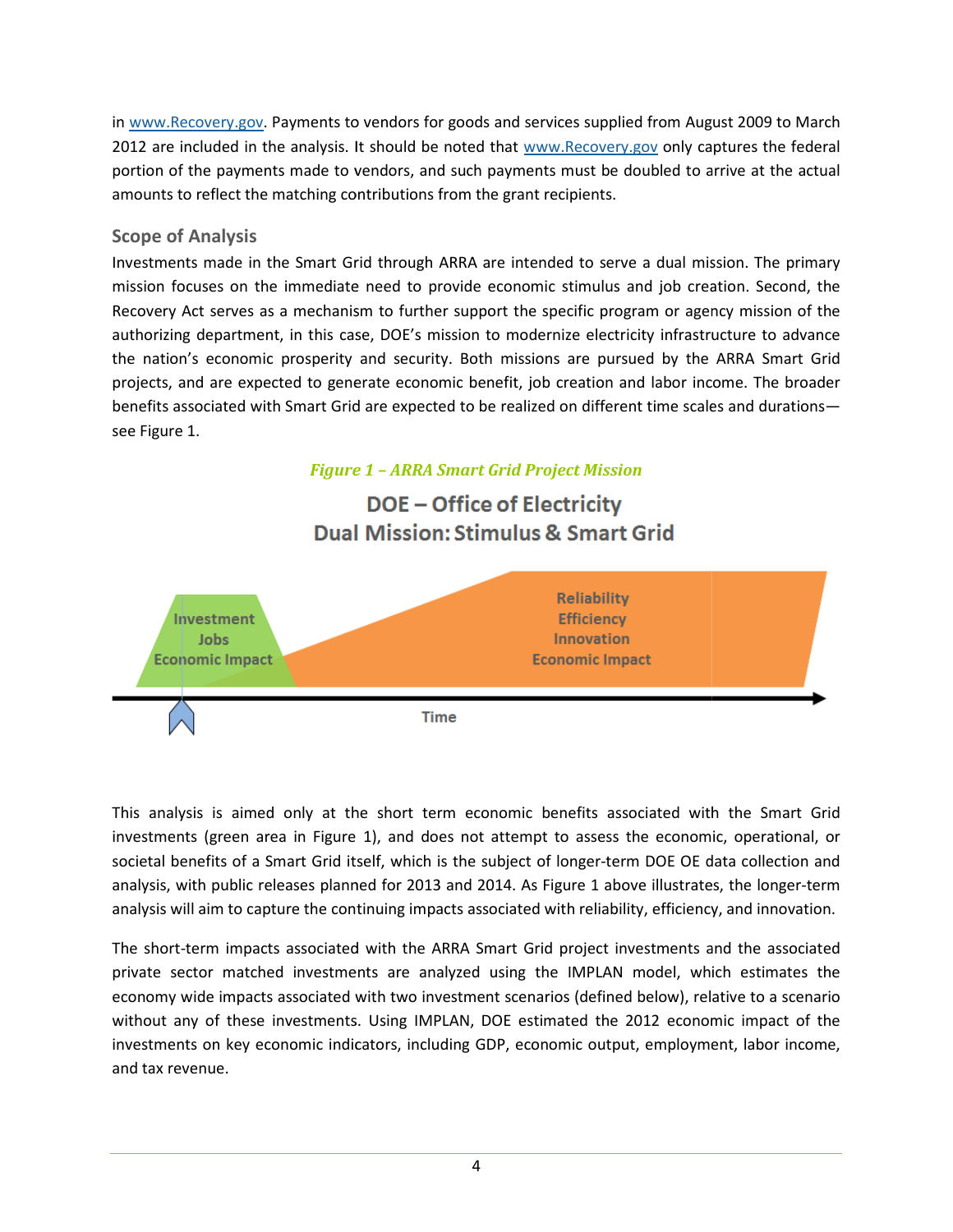in www.Recovery.gov. Payments to vendors for goods and services supplied from August 2009 to March 2012 are included in the analysis. It should be noted that www.Recovery.gov only captures the federal portion of the payments made to vendors, and such payments must be doubled to arrive at the actual amounts to reflect the matching contributions from the grant recipients.

## Scope of Analysis

Investments made in the Smart Grid through ARRA are intended to serve a dual mission. The primary mission focuses on the immediate need to provide economic stimulus and job creation. Second, the Recovery Act serves as a mechanism to further support the specific program or agency mission of the authorizing department, in this case, DOE's mission to modernize electricity infrastructure to advance the nation's economic prosperity and security. Both missions are pursued by the ARRA Smart Grid projects, and are expected to generate economic benefit, job creation and labor income. The broader benefits associated with Smart Grid are expected to be realized on different time scales and durations—see Figure 1.

*Figure 1 – ARRA Smart Grid Project Mission*

**DOE – Office of Electricity**
**Dual Mission: Stimulus & Smart Grid**

Investment
Jobs
Economic Impact

Reliability
Efficiency
Innovation
Economic Impact

Time

This analysis is aimed only at the short term economic benefits associated with the Smart Grid investments (green area in Figure 1), and does not attempt to assess the economic, operational, or societal benefits of a Smart Grid itself, which is the subject of longer-term DOE OE data collection and analysis, with public releases planned for 2013 and 2014. As Figure 1 above illustrates, the longer-term analysis will aim to capture the continuing impacts associated with reliability, efficiency, and innovation.

The short-term impacts associated with the ARRA Smart Grid project investments and the associated private sector matched investments are analyzed using the IMPLAN model, which estimates the economy wide impacts associated with two investment scenarios (defined below), relative to a scenario without any of these investments. Using IMPLAN, DOE estimated the 2012 economic impact of the investments on key economic indicators, including GDP, economic output, employment, labor income, and tax revenue.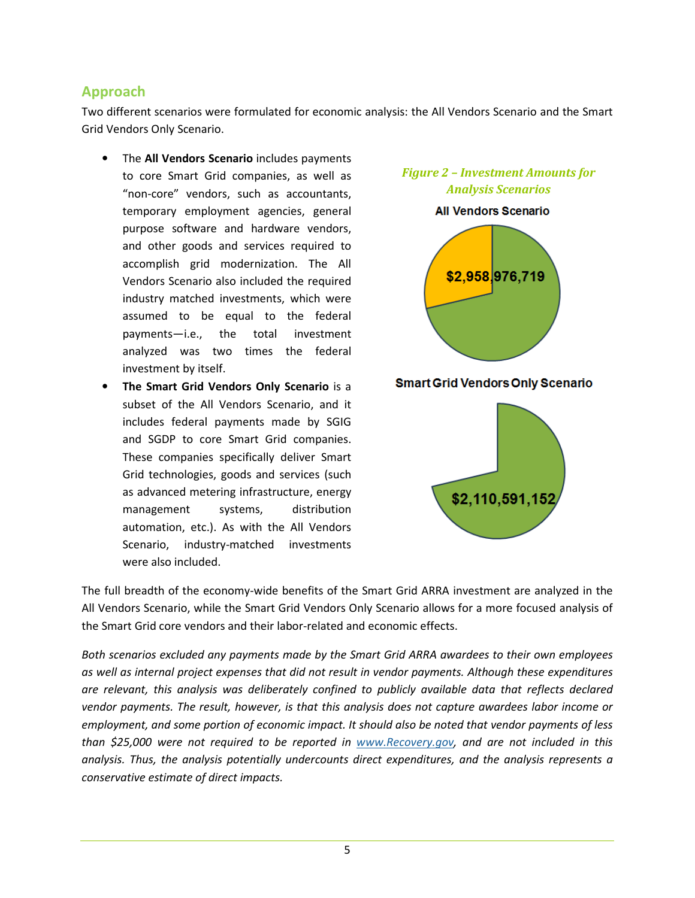## Approach

Two different scenarios were formulated for economic analysis: the All Vendors Scenario and the Smart Grid Vendors Only Scenario.

- The **All Vendors Scenario** includes payments to core Smart Grid companies, as well as "non-core" vendors, such as accountants, temporary employment agencies, general purpose software and hardware vendors, and other goods and services required to accomplish grid modernization. The All Vendors Scenario also included the required industry matched investments, which were assumed to be equal to the federal payments—i.e., the total investment analyzed was two times the federal investment by itself.
- **The Smart Grid Vendors Only Scenario** is a subset of the All Vendors Scenario, and it includes federal payments made by SGIG and SGDP to core Smart Grid companies. These companies specifically deliver Smart Grid technologies, goods and services (such as advanced metering infrastructure, energy management systems, distribution automation, etc.). As with the All Vendors Scenario, industry-matched investments were also included.

*Figure 2 – Investment Amounts for Analysis Scenarios*

**All Vendors Scenario**

$2,958,976,719

**Smart Grid Vendors Only Scenario**

$2,110,591,152

The full breadth of the economy-wide benefits of the Smart Grid ARRA investment are analyzed in the All Vendors Scenario, while the Smart Grid Vendors Only Scenario allows for a more focused analysis of the Smart Grid core vendors and their labor-related and economic effects.

*Both scenarios excluded any payments made by the Smart Grid ARRA awardees to their own employees as well as internal project expenses that did not result in vendor payments. Although these expenditures are relevant, this analysis was deliberately confined to publicly available data that reflects declared vendor payments. The result, however, is that this analysis does not capture awardees labor income or employment, and some portion of economic impact. It should also be noted that vendor payments of less than $25,000 were not required to be reported in [www.Recovery.gov](http://www.Recovery.gov), and are not included in this analysis. Thus, the analysis potentially undercounts direct expenditures, and the analysis represents a conservative estimate of direct impacts.*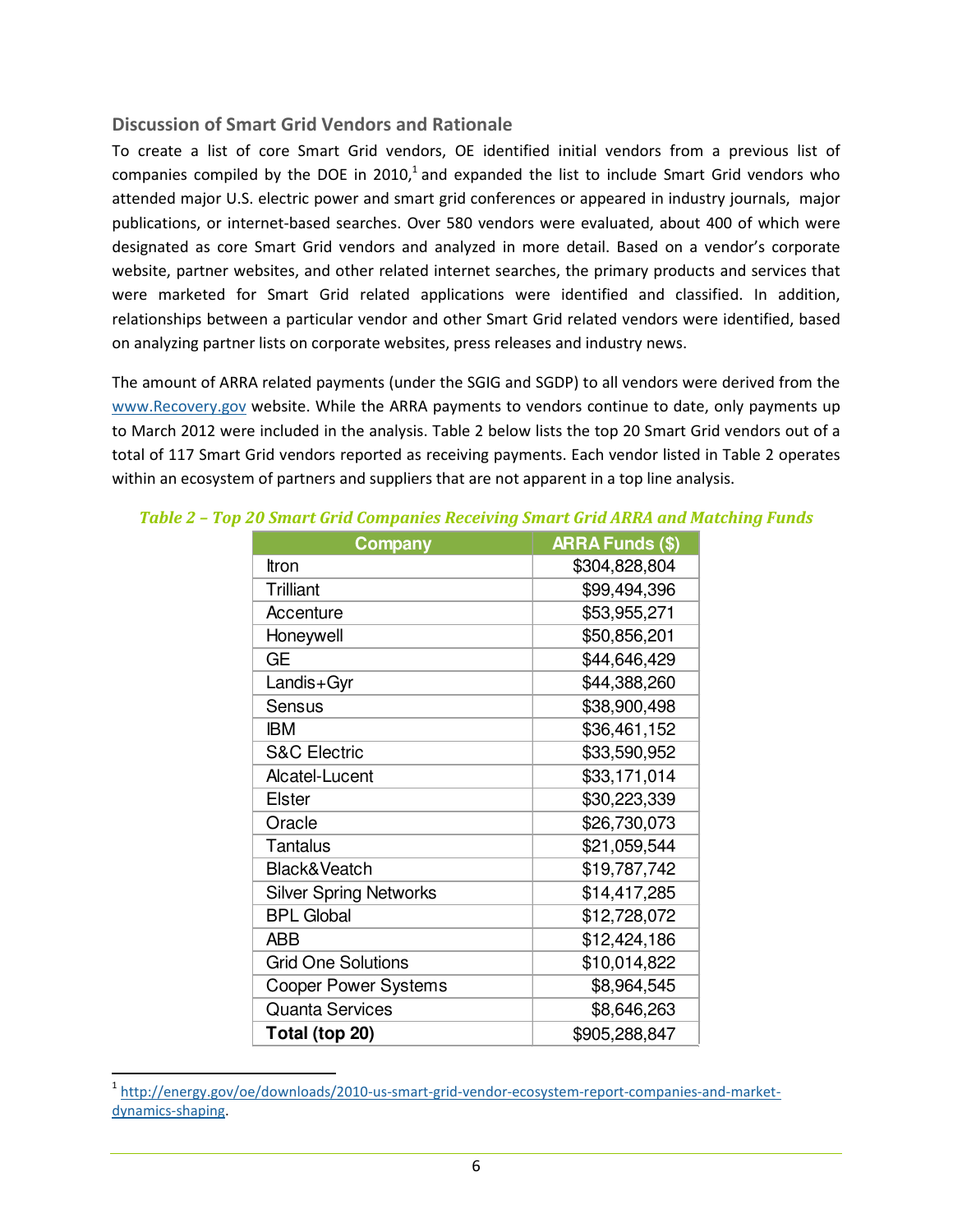### Discussion of Smart Grid Vendors and Rationale

To create a list of core Smart Grid vendors, OE identified initial vendors from a previous list of companies compiled by the DOE in 2010,[1] and expanded the list to include Smart Grid vendors who attended major U.S. electric power and smart grid conferences or appeared in industry journals, major publications, or internet-based searches. Over 580 vendors were evaluated, about 400 of which were designated as core Smart Grid vendors and analyzed in more detail. Based on a vendor's corporate website, partner websites, and other related internet searches, the primary products and services that were marketed for Smart Grid related applications were identified and classified. In addition, relationships between a particular vendor and other Smart Grid related vendors were identified, based on analyzing partner lists on corporate websites, press releases and industry news.

The amount of ARRA related payments (under the SGIG and SGDP) to all vendors were derived from the www.Recovery.gov website. While the ARRA payments to vendors continue to date, only payments up to March 2012 were included in the analysis. Table 2 below lists the top 20 Smart Grid vendors out of a total of 117 Smart Grid vendors reported as receiving payments. Each vendor listed in Table 2 operates within an ecosystem of partners and suppliers that are not apparent in a top line analysis.

*Table 2 – Top 20 Smart Grid Companies Receiving Smart Grid ARRA and Matching Funds*

| Company | ARRA Funds ($) |
|---|---|
| Itron | $304,828,804 |
| Trilliant | $99,494,396 |
| Accenture | $53,955,271 |
| Honeywell | $50,856,201 |
| GE | $44,646,429 |
| Landis+Gyr | $44,388,260 |
| Sensus | $38,900,498 |
| IBM | $36,461,152 |
| S&C Electric | $33,590,952 |
| Alcatel-Lucent | $33,171,014 |
| Elster | $30,223,339 |
| Oracle | $26,730,073 |
| Tantalus | $21,059,544 |
| Black&Veatch | $19,787,742 |
| Silver Spring Networks | $14,417,285 |
| BPL Global | $12,728,072 |
| ABB | $12,424,186 |
| Grid One Solutions | $10,014,822 |
| Cooper Power Systems | $8,964,545 |
| Quanta Services | $8,646,263 |
| **Total (top 20)** | $905,288,847 |

[1] http://energy.gov/oe/downloads/2010-us-smart-grid-vendor-ecosystem-report-companies-and-market-dynamics-shaping.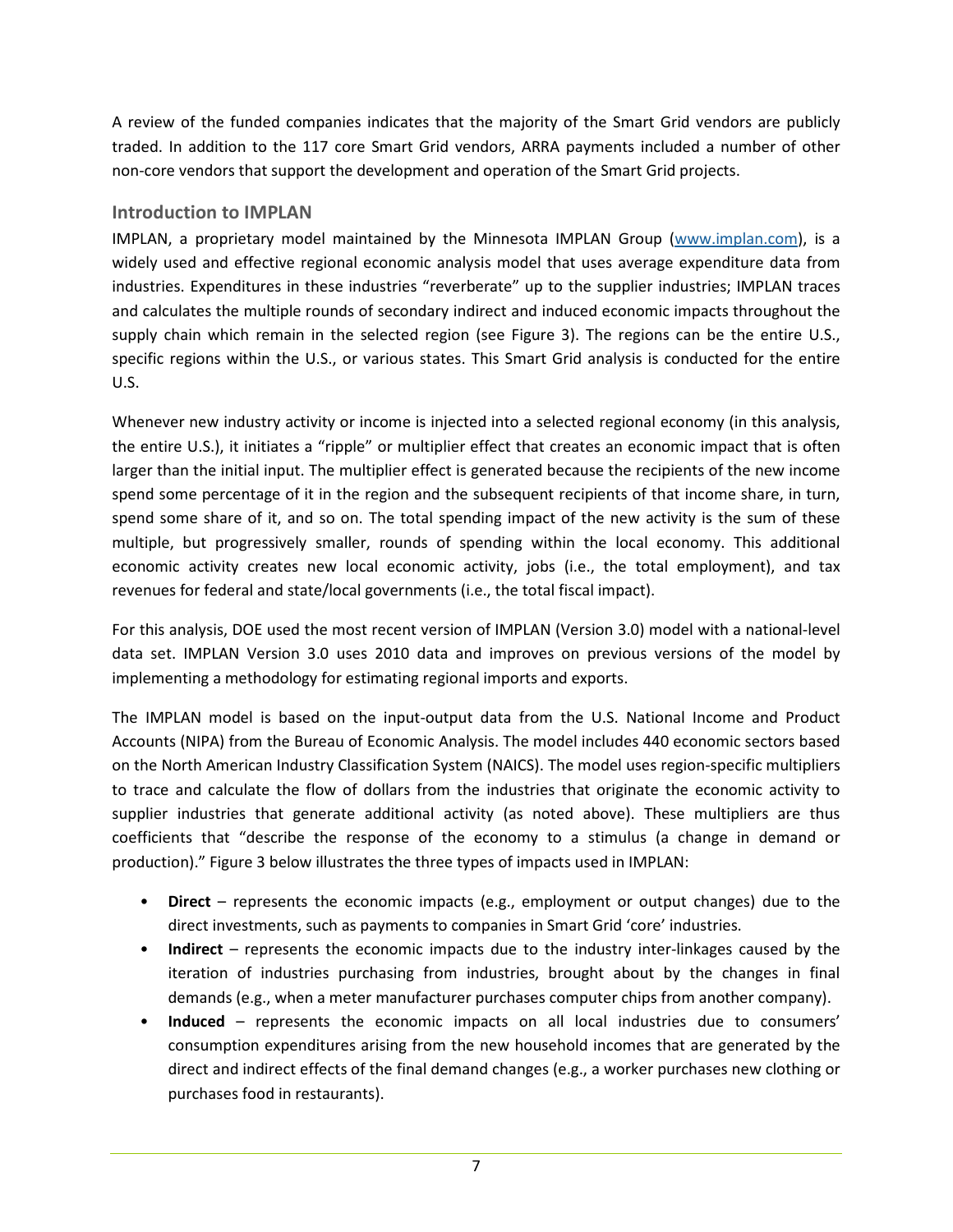A review of the funded companies indicates that the majority of the Smart Grid vendors are publicly traded. In addition to the 117 core Smart Grid vendors, ARRA payments included a number of other non-core vendors that support the development and operation of the Smart Grid projects.

### Introduction to IMPLAN

IMPLAN, a proprietary model maintained by the Minnesota IMPLAN Group (www.implan.com), is a widely used and effective regional economic analysis model that uses average expenditure data from industries. Expenditures in these industries "reverberate" up to the supplier industries; IMPLAN traces and calculates the multiple rounds of secondary indirect and induced economic impacts throughout the supply chain which remain in the selected region (see Figure 3). The regions can be the entire U.S., specific regions within the U.S., or various states. This Smart Grid analysis is conducted for the entire U.S.

Whenever new industry activity or income is injected into a selected regional economy (in this analysis, the entire U.S.), it initiates a "ripple" or multiplier effect that creates an economic impact that is often larger than the initial input. The multiplier effect is generated because the recipients of the new income spend some percentage of it in the region and the subsequent recipients of that income share, in turn, spend some share of it, and so on. The total spending impact of the new activity is the sum of these multiple, but progressively smaller, rounds of spending within the local economy. This additional economic activity creates new local economic activity, jobs (i.e., the total employment), and tax revenues for federal and state/local governments (i.e., the total fiscal impact).

For this analysis, DOE used the most recent version of IMPLAN (Version 3.0) model with a national-level data set. IMPLAN Version 3.0 uses 2010 data and improves on previous versions of the model by implementing a methodology for estimating regional imports and exports.

The IMPLAN model is based on the input-output data from the U.S. National Income and Product Accounts (NIPA) from the Bureau of Economic Analysis. The model includes 440 economic sectors based on the North American Industry Classification System (NAICS). The model uses region-specific multipliers to trace and calculate the flow of dollars from the industries that originate the economic activity to supplier industries that generate additional activity (as noted above). These multipliers are thus coefficients that "describe the response of the economy to a stimulus (a change in demand or production)." Figure 3 below illustrates the three types of impacts used in IMPLAN:

- **Direct** – represents the economic impacts (e.g., employment or output changes) due to the direct investments, such as payments to companies in Smart Grid 'core' industries.
- **Indirect** – represents the economic impacts due to the industry inter-linkages caused by the iteration of industries purchasing from industries, brought about by the changes in final demands (e.g., when a meter manufacturer purchases computer chips from another company).
- **Induced** – represents the economic impacts on all local industries due to consumers' consumption expenditures arising from the new household incomes that are generated by the direct and indirect effects of the final demand changes (e.g., a worker purchases new clothing or purchases food in restaurants).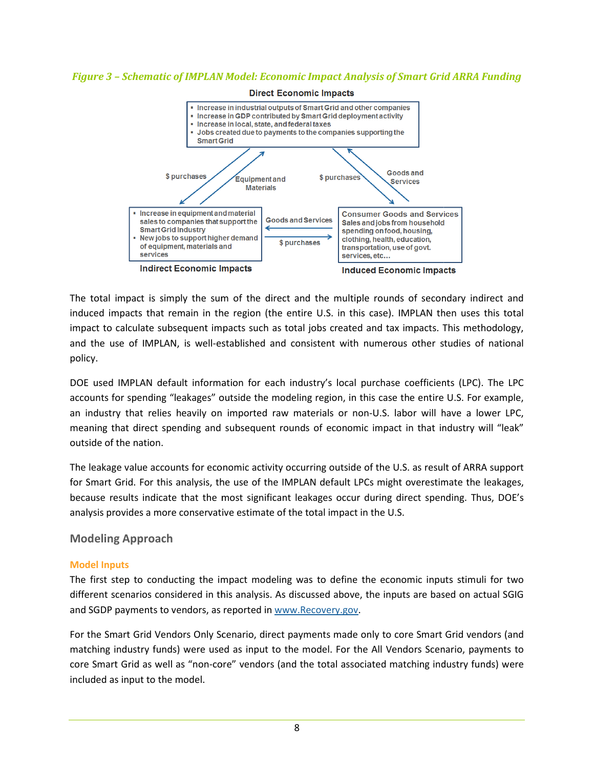*Figure 3 – Schematic of IMPLAN Model: Economic Impact Analysis of Smart Grid ARRA Funding*

**Direct Economic Impacts**

- Increase in industrial outputs of Smart Grid and other companies
- Increase in GDP contributed by Smart Grid deployment activity
- Increase in local, state, and federal taxes
- Jobs created due to payments to the companies supporting the Smart Grid

$ purchases | Equipment and Materials | $ purchases | Goods and Services

**Indirect Economic Impacts**

- Increase in equipment and material sales to companies that support the Smart Grid Industry
- New jobs to support higher demand of equipment, materials and services

Goods and Services | $ purchases

**Induced Economic Impacts**

Consumer Goods and Services
Sales and jobs from household spending on food, housing, clothing, health, education, transportation, use of govt. services, etc…

The total impact is simply the sum of the direct and the multiple rounds of secondary indirect and induced impacts that remain in the region (the entire U.S. in this case). IMPLAN then uses this total impact to calculate subsequent impacts such as total jobs created and tax impacts. This methodology, and the use of IMPLAN, is well-established and consistent with numerous other studies of national policy.

DOE used IMPLAN default information for each industry's local purchase coefficients (LPC). The LPC accounts for spending "leakages" outside the modeling region, in this case the entire U.S. For example, an industry that relies heavily on imported raw materials or non-U.S. labor will have a lower LPC, meaning that direct spending and subsequent rounds of economic impact in that industry will "leak" outside of the nation.

The leakage value accounts for economic activity occurring outside of the U.S. as result of ARRA support for Smart Grid. For this analysis, the use of the IMPLAN default LPCs might overestimate the leakages, because results indicate that the most significant leakages occur during direct spending. Thus, DOE's analysis provides a more conservative estimate of the total impact in the U.S.

## Modeling Approach

### Model Inputs

The first step to conducting the impact modeling was to define the economic inputs stimuli for two different scenarios considered in this analysis. As discussed above, the inputs are based on actual SGIG and SGDP payments to vendors, as reported in www.Recovery.gov.

For the Smart Grid Vendors Only Scenario, direct payments made only to core Smart Grid vendors (and matching industry funds) were used as input to the model. For the All Vendors Scenario, payments to core Smart Grid as well as "non-core" vendors (and the total associated matching industry funds) were included as input to the model.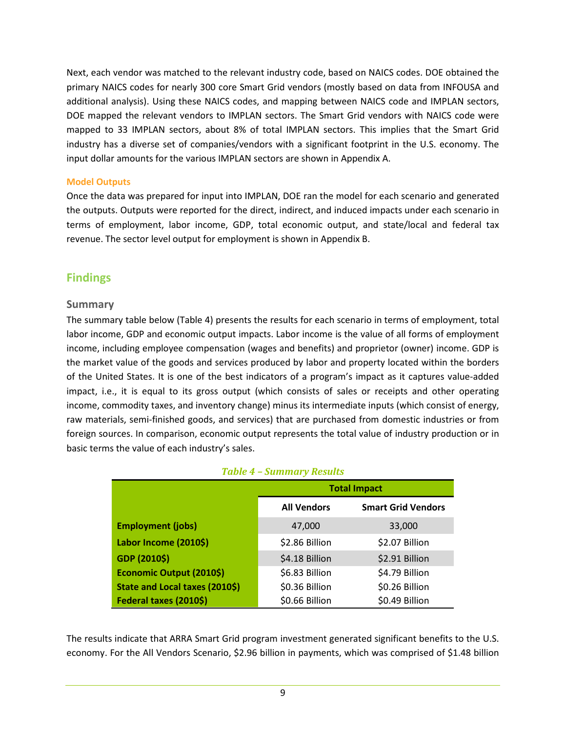Next, each vendor was matched to the relevant industry code, based on NAICS codes. DOE obtained the primary NAICS codes for nearly 300 core Smart Grid vendors (mostly based on data from INFOUSA and additional analysis). Using these NAICS codes, and mapping between NAICS code and IMPLAN sectors, DOE mapped the relevant vendors to IMPLAN sectors. The Smart Grid vendors with NAICS code were mapped to 33 IMPLAN sectors, about 8% of total IMPLAN sectors. This implies that the Smart Grid industry has a diverse set of companies/vendors with a significant footprint in the U.S. economy. The input dollar amounts for the various IMPLAN sectors are shown in Appendix A.

#### Model Outputs

Once the data was prepared for input into IMPLAN, DOE ran the model for each scenario and generated the outputs. Outputs were reported for the direct, indirect, and induced impacts under each scenario in terms of employment, labor income, GDP, total economic output, and state/local and federal tax revenue. The sector level output for employment is shown in Appendix B.

## Findings

### Summary

The summary table below (Table 4) presents the results for each scenario in terms of employment, total labor income, GDP and economic output impacts. Labor income is the value of all forms of employment income, including employee compensation (wages and benefits) and proprietor (owner) income. GDP is the market value of the goods and services produced by labor and property located within the borders of the United States. It is one of the best indicators of a program's impact as it captures value-added impact, i.e., it is equal to its gross output (which consists of sales or receipts and other operating income, commodity taxes, and inventory change) minus its intermediate inputs (which consist of energy, raw materials, semi-finished goods, and services) that are purchased from domestic industries or from foreign sources. In comparison, economic output represents the total value of industry production or in basic terms the value of each industry's sales.

*Table 4 – Summary Results*

| | Total Impact | |
|---|---|---|
| | **All Vendors** | **Smart Grid Vendors** |
| **Employment (jobs)** | 47,000 | 33,000 |
| **Labor Income (2010$)** | $2.86 Billion | $2.07 Billion |
| **GDP (2010$)** | $4.18 Billion | $2.91 Billion |
| **Economic Output (2010$)** | $6.83 Billion | $4.79 Billion |
| **State and Local taxes (2010$)** | $0.36 Billion | $0.26 Billion |
| **Federal taxes (2010$)** | $0.66 Billion | $0.49 Billion |

The results indicate that ARRA Smart Grid program investment generated significant benefits to the U.S. economy. For the All Vendors Scenario, $2.96 billion in payments, which was comprised of $1.48 billion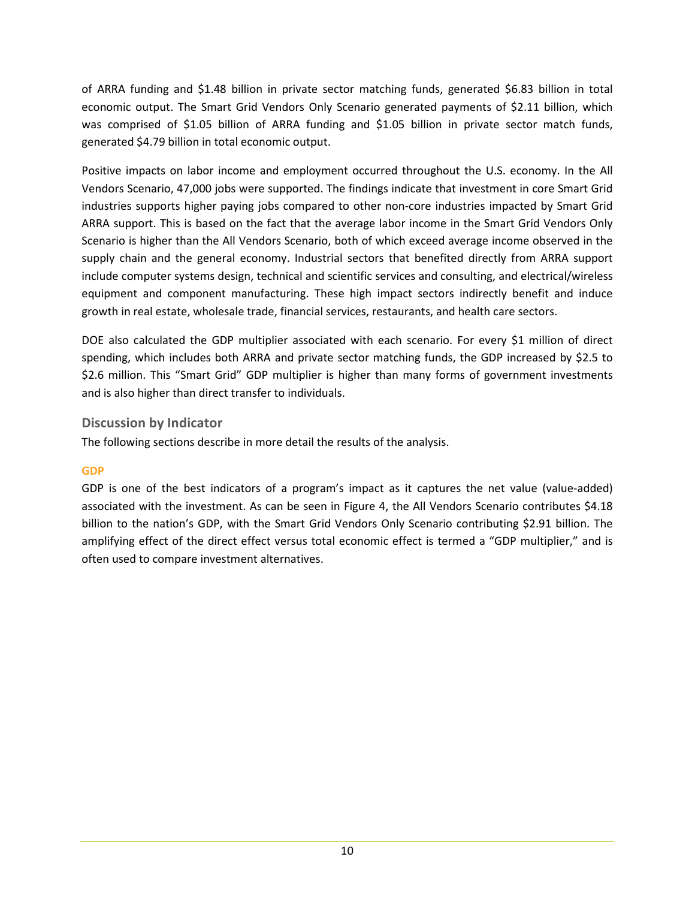of ARRA funding and $1.48 billion in private sector matching funds, generated $6.83 billion in total economic output. The Smart Grid Vendors Only Scenario generated payments of $2.11 billion, which was comprised of $1.05 billion of ARRA funding and $1.05 billion in private sector match funds, generated $4.79 billion in total economic output.

Positive impacts on labor income and employment occurred throughout the U.S. economy. In the All Vendors Scenario, 47,000 jobs were supported. The findings indicate that investment in core Smart Grid industries supports higher paying jobs compared to other non-core industries impacted by Smart Grid ARRA support. This is based on the fact that the average labor income in the Smart Grid Vendors Only Scenario is higher than the All Vendors Scenario, both of which exceed average income observed in the supply chain and the general economy. Industrial sectors that benefited directly from ARRA support include computer systems design, technical and scientific services and consulting, and electrical/wireless equipment and component manufacturing. These high impact sectors indirectly benefit and induce growth in real estate, wholesale trade, financial services, restaurants, and health care sectors.

DOE also calculated the GDP multiplier associated with each scenario. For every $1 million of direct spending, which includes both ARRA and private sector matching funds, the GDP increased by $2.5 to $2.6 million. This "Smart Grid" GDP multiplier is higher than many forms of government investments and is also higher than direct transfer to individuals.

## Discussion by Indicator

The following sections describe in more detail the results of the analysis.

### GDP

GDP is one of the best indicators of a program's impact as it captures the net value (value-added) associated with the investment. As can be seen in Figure 4, the All Vendors Scenario contributes $4.18 billion to the nation's GDP, with the Smart Grid Vendors Only Scenario contributing $2.91 billion. The amplifying effect of the direct effect versus total economic effect is termed a "GDP multiplier," and is often used to compare investment alternatives.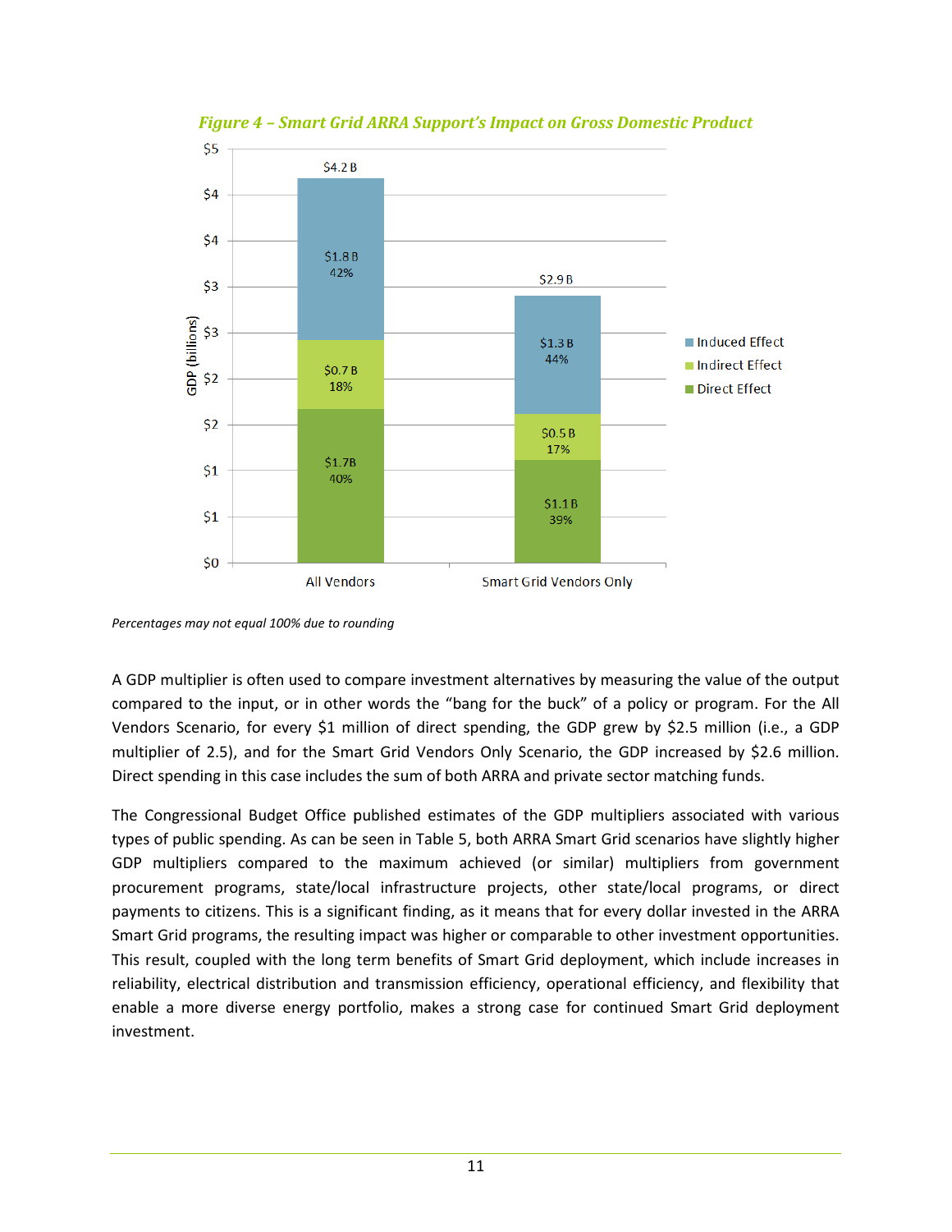*Figure 4 – Smart Grid ARRA Support's Impact on Gross Domestic Product*

| | Direct Effect | Indirect Effect | Induced Effect | Total |
|---|---|---|---|---|
| All Vendors | $1.7B (40%) | $0.7 B (18%) | $1.8 B (42%) | $4.2 B |
| Smart Grid Vendors Only | $1.1 B (39%) | $0.5 B (17%) | $1.3 B (44%) | $2.9 B |

*Percentages may not equal 100% due to rounding*

A GDP multiplier is often used to compare investment alternatives by measuring the value of the output compared to the input, or in other words the "bang for the buck" of a policy or program. For the All Vendors Scenario, for every $1 million of direct spending, the GDP grew by $2.5 million (i.e., a GDP multiplier of 2.5), and for the Smart Grid Vendors Only Scenario, the GDP increased by $2.6 million. Direct spending in this case includes the sum of both ARRA and private sector matching funds.

The Congressional Budget Office published estimates of the GDP multipliers associated with various types of public spending. As can be seen in Table 5, both ARRA Smart Grid scenarios have slightly higher GDP multipliers compared to the maximum achieved (or similar) multipliers from government procurement programs, state/local infrastructure projects, other state/local programs, or direct payments to citizens. This is a significant finding, as it means that for every dollar invested in the ARRA Smart Grid programs, the resulting impact was higher or comparable to other investment opportunities. This result, coupled with the long term benefits of Smart Grid deployment, which include increases in reliability, electrical distribution and transmission efficiency, operational efficiency, and flexibility that enable a more diverse energy portfolio, makes a strong case for continued Smart Grid deployment investment.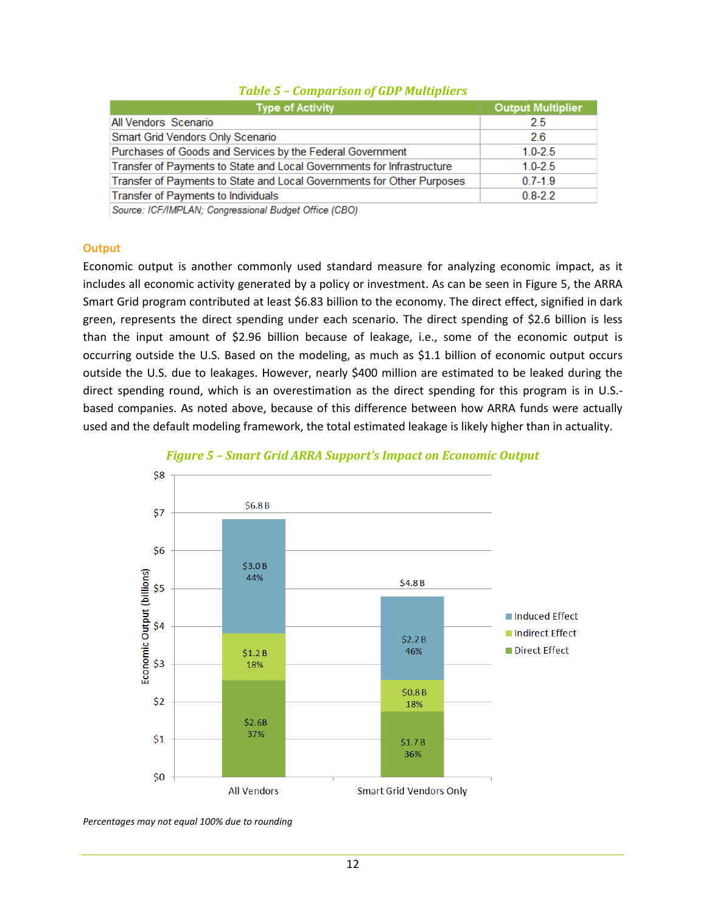*Table 5 – Comparison of GDP Multipliers*

| Type of Activity | Output Multiplier |
|---|---|
| All Vendors Scenario | 2.5 |
| Smart Grid Vendors Only Scenario | 2.6 |
| Purchases of Goods and Services by the Federal Government | 1.0-2.5 |
| Transfer of Payments to State and Local Governments for Infrastructure | 1.0-2.5 |
| Transfer of Payments to State and Local Governments for Other Purposes | 0.7-1.9 |
| Transfer of Payments to Individuals | 0.8-2.2 |

*Source: ICF/IMPLAN; Congressional Budget Office (CBO)*

### Output

Economic output is another commonly used standard measure for analyzing economic impact, as it includes all economic activity generated by a policy or investment. As can be seen in Figure 5, the ARRA Smart Grid program contributed at least $6.83 billion to the economy. The direct effect, signified in dark green, represents the direct spending under each scenario. The direct spending of $2.6 billion is less than the input amount of $2.96 billion because of leakage, i.e., some of the economic output is occurring outside the U.S. Based on the modeling, as much as $1.1 billion of economic output occurs outside the U.S. due to leakages. However, nearly $400 million are estimated to be leaked during the direct spending round, which is an overestimation as the direct spending for this program is in U.S.-based companies. As noted above, because of this difference between how ARRA funds were actually used and the default modeling framework, the total estimated leakage is likely higher than in actuality.

*Figure 5 – Smart Grid ARRA Support's Impact on Economic Output*

| Economic Output (billions) | All Vendors | Smart Grid Vendors Only |
|---|---|---|
| Induced Effect | $3.0 B (44%) | $2.2 B (46%) |
| Indirect Effect | $1.2 B (18%) | $0.8 B (18%) |
| Direct Effect | $2.6B (37%) | $1.7 B (36%) |
| Total | $6.8 B | $4.8 B |

*Percentages may not equal 100% due to rounding*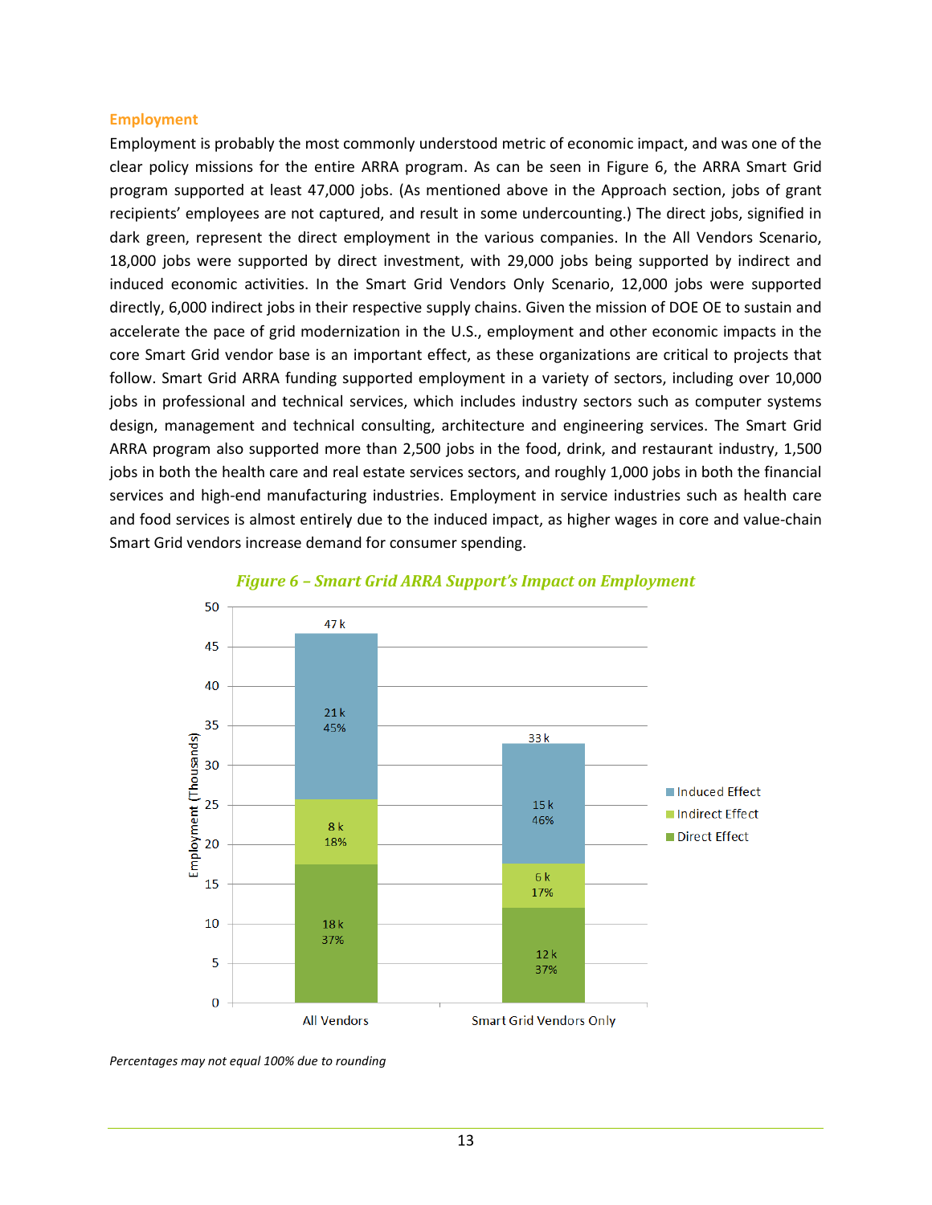### Employment

Employment is probably the most commonly understood metric of economic impact, and was one of the clear policy missions for the entire ARRA program. As can be seen in Figure 6, the ARRA Smart Grid program supported at least 47,000 jobs. (As mentioned above in the Approach section, jobs of grant recipients' employees are not captured, and result in some undercounting.) The direct jobs, signified in dark green, represent the direct employment in the various companies. In the All Vendors Scenario, 18,000 jobs were supported by direct investment, with 29,000 jobs being supported by indirect and induced economic activities. In the Smart Grid Vendors Only Scenario, 12,000 jobs were supported directly, 6,000 indirect jobs in their respective supply chains. Given the mission of DOE OE to sustain and accelerate the pace of grid modernization in the U.S., employment and other economic impacts in the core Smart Grid vendor base is an important effect, as these organizations are critical to projects that follow. Smart Grid ARRA funding supported employment in a variety of sectors, including over 10,000 jobs in professional and technical services, which includes industry sectors such as computer systems design, management and technical consulting, architecture and engineering services. The Smart Grid ARRA program also supported more than 2,500 jobs in the food, drink, and restaurant industry, 1,500 jobs in both the health care and real estate services sectors, and roughly 1,000 jobs in both the financial services and high-end manufacturing industries. Employment in service industries such as health care and food services is almost entirely due to the induced impact, as higher wages in core and value-chain Smart Grid vendors increase demand for consumer spending.

*Figure 6 – Smart Grid ARRA Support's Impact on Employment*

| Employment (Thousands) | All Vendors | Smart Grid Vendors Only |
|---|---|---|
| Induced Effect | 21 k (45%) | 15 k (46%) |
| Indirect Effect | 8 k (18%) | 6 k (17%) |
| Direct Effect | 18 k (37%) | 12 k (37%) |
| Total | 47 k | 33 k |

*Percentages may not equal 100% due to rounding*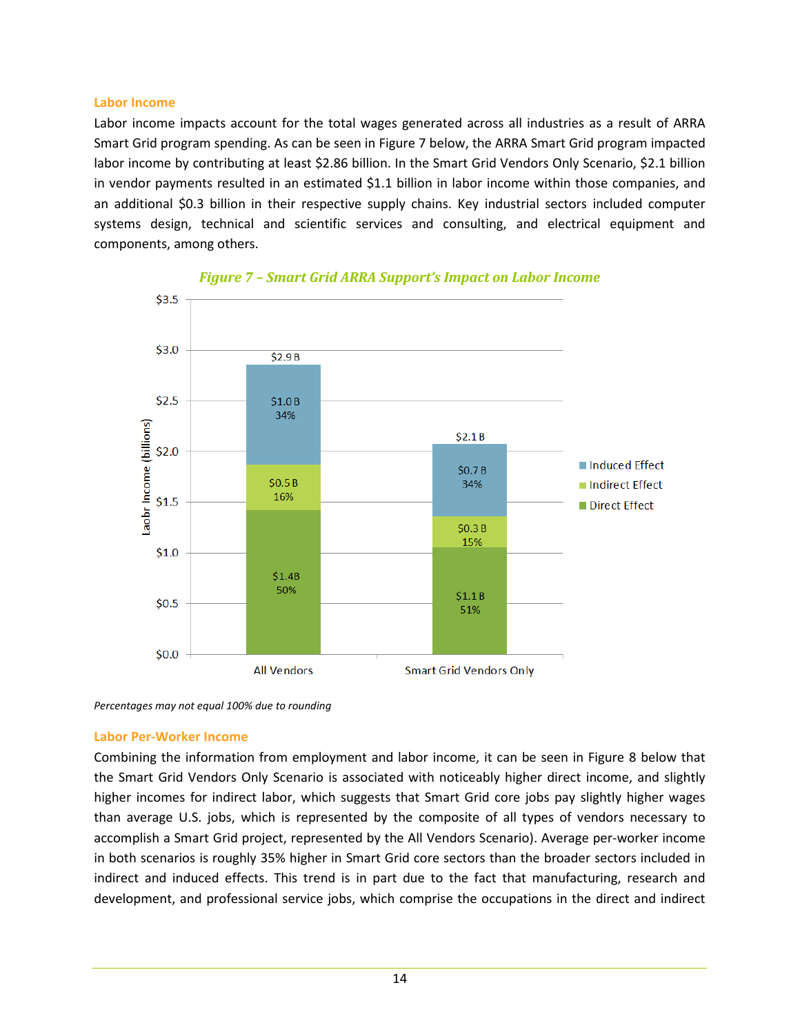### Labor Income

Labor income impacts account for the total wages generated across all industries as a result of ARRA Smart Grid program spending. As can be seen in Figure 7 below, the ARRA Smart Grid program impacted labor income by contributing at least $2.86 billion. In the Smart Grid Vendors Only Scenario, $2.1 billion in vendor payments resulted in an estimated $1.1 billion in labor income within those companies, and an additional $0.3 billion in their respective supply chains. Key industrial sectors included computer systems design, technical and scientific services and consulting, and electrical equipment and components, among others.

*Figure 7 – Smart Grid ARRA Support's Impact on Labor Income*

| | All Vendors | Smart Grid Vendors Only |
|---|---|---|
| Induced Effect | $1.0 B (34%) | $0.7 B (34%) |
| Indirect Effect | $0.5 B (16%) | $0.3 B (15%) |
| Direct Effect | $1.4B (50%) | $1.1 B (51%) |
| Total | $2.9 B | $2.1 B |

*Percentages may not equal 100% due to rounding*

### Labor Per-Worker Income

Combining the information from employment and labor income, it can be seen in Figure 8 below that the Smart Grid Vendors Only Scenario is associated with noticeably higher direct income, and slightly higher incomes for indirect labor, which suggests that Smart Grid core jobs pay slightly higher wages than average U.S. jobs, which is represented by the composite of all types of vendors necessary to accomplish a Smart Grid project, represented by the All Vendors Scenario). Average per-worker income in both scenarios is roughly 35% higher in Smart Grid core sectors than the broader sectors included in indirect and induced effects. This trend is in part due to the fact that manufacturing, research and development, and professional service jobs, which comprise the occupations in the direct and indirect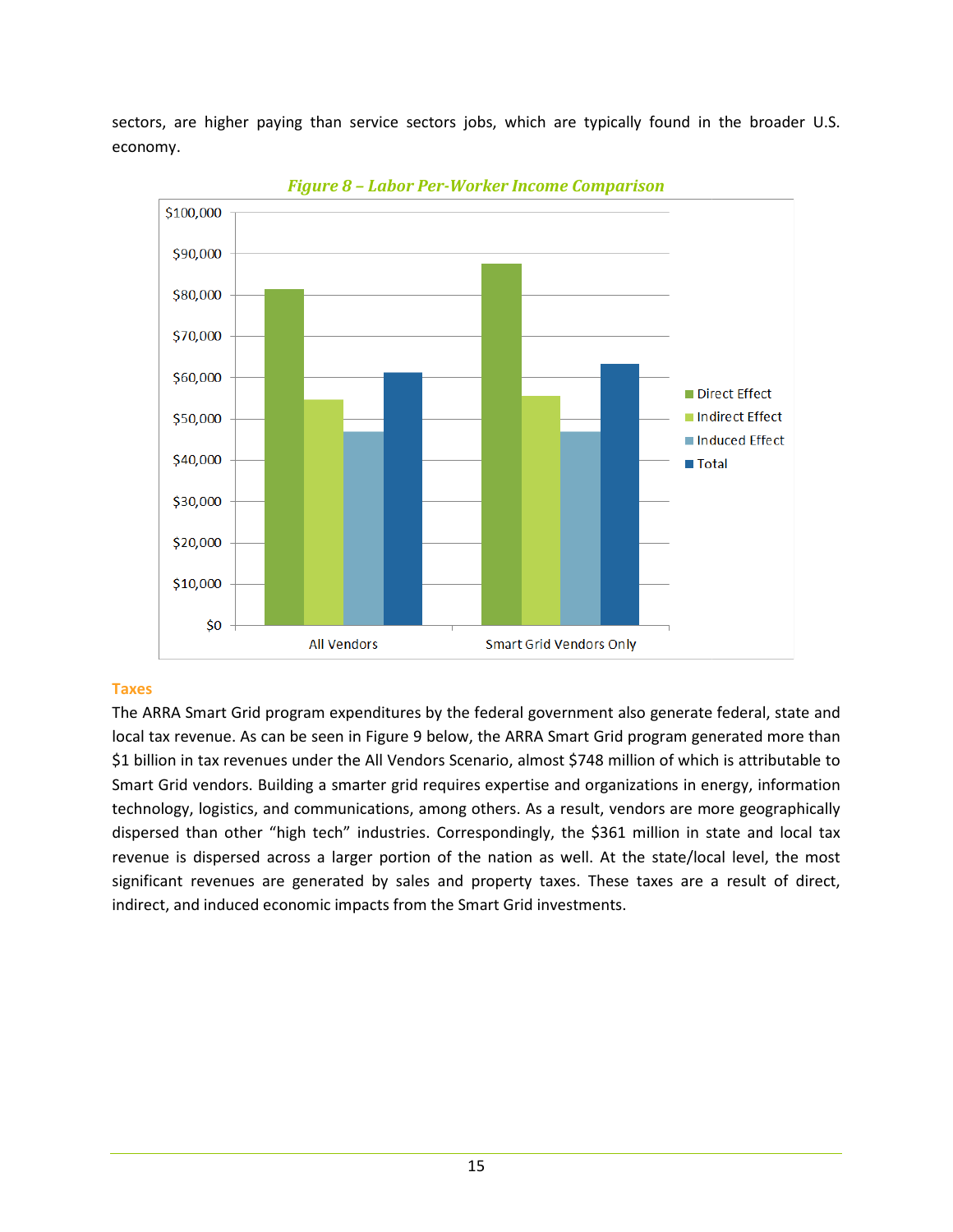sectors, are higher paying than service sectors jobs, which are typically found in the broader U.S. economy.

*Figure 8 – Labor Per-Worker Income Comparison*

### Taxes

The ARRA Smart Grid program expenditures by the federal government also generate federal, state and local tax revenue. As can be seen in Figure 9 below, the ARRA Smart Grid program generated more than $1 billion in tax revenues under the All Vendors Scenario, almost $748 million of which is attributable to Smart Grid vendors. Building a smarter grid requires expertise and organizations in energy, information technology, logistics, and communications, among others. As a result, vendors are more geographically dispersed than other "high tech" industries. Correspondingly, the $361 million in state and local tax revenue is dispersed across a larger portion of the nation as well. At the state/local level, the most significant revenues are generated by sales and property taxes. These taxes are a result of direct, indirect, and induced economic impacts from the Smart Grid investments.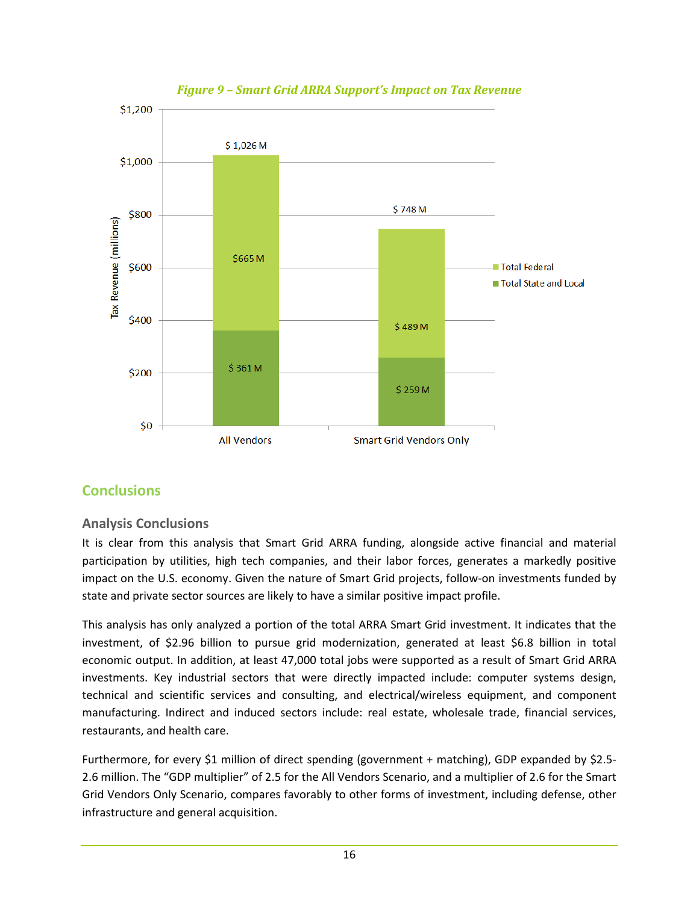*Figure 9 – Smart Grid ARRA Support's Impact on Tax Revenue*

| | Total State and Local | Total Federal | Total |
|---|---|---|---|
| All Vendors | $ 361 M | $665 M | $ 1,026 M |
| Smart Grid Vendors Only | $ 259 M | $ 489 M | $ 748 M |

## Conclusions

### Analysis Conclusions

It is clear from this analysis that Smart Grid ARRA funding, alongside active financial and material participation by utilities, high tech companies, and their labor forces, generates a markedly positive impact on the U.S. economy. Given the nature of Smart Grid projects, follow-on investments funded by state and private sector sources are likely to have a similar positive impact profile.

This analysis has only analyzed a portion of the total ARRA Smart Grid investment. It indicates that the investment, of $2.96 billion to pursue grid modernization, generated at least $6.8 billion in total economic output. In addition, at least 47,000 total jobs were supported as a result of Smart Grid ARRA investments. Key industrial sectors that were directly impacted include: computer systems design, technical and scientific services and consulting, and electrical/wireless equipment, and component manufacturing. Indirect and induced sectors include: real estate, wholesale trade, financial services, restaurants, and health care.

Furthermore, for every $1 million of direct spending (government + matching), GDP expanded by $2.5-2.6 million. The "GDP multiplier" of 2.5 for the All Vendors Scenario, and a multiplier of 2.6 for the Smart Grid Vendors Only Scenario, compares favorably to other forms of investment, including defense, other infrastructure and general acquisition.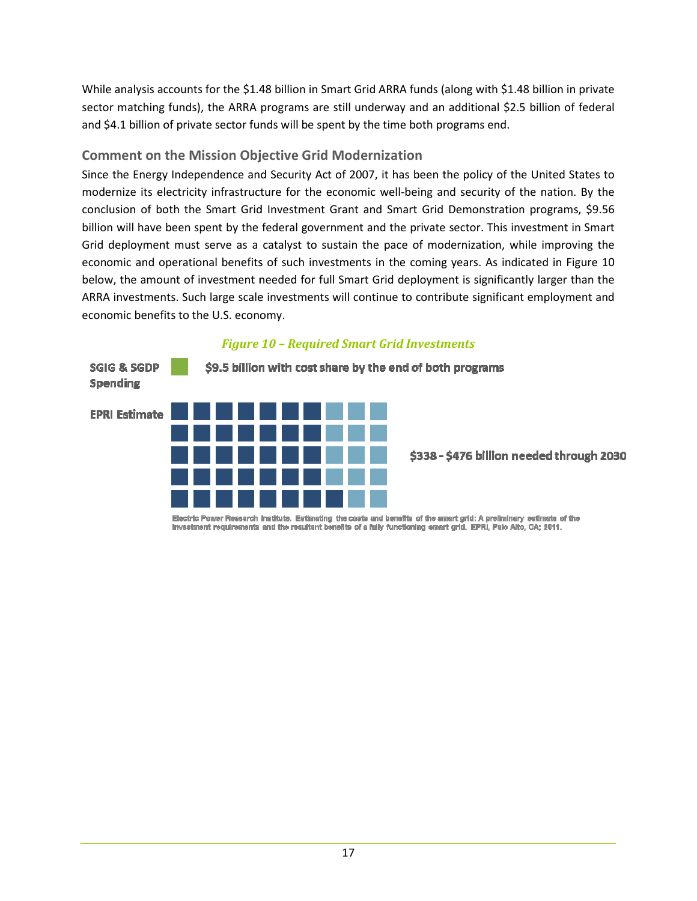While analysis accounts for the $1.48 billion in Smart Grid ARRA funds (along with $1.48 billion in private sector matching funds), the ARRA programs are still underway and an additional $2.5 billion of federal and $4.1 billion of private sector funds will be spent by the time both programs end.

### Comment on the Mission Objective Grid Modernization

Since the Energy Independence and Security Act of 2007, it has been the policy of the United States to modernize its electricity infrastructure for the economic well-being and security of the nation. By the conclusion of both the Smart Grid Investment Grant and Smart Grid Demonstration programs, $9.56 billion will have been spent by the federal government and the private sector. This investment in Smart Grid deployment must serve as a catalyst to sustain the pace of modernization, while improving the economic and operational benefits of such investments in the coming years. As indicated in Figure 10 below, the amount of investment needed for full Smart Grid deployment is significantly larger than the ARRA investments. Such large scale investments will continue to contribute significant employment and economic benefits to the U.S. economy.

*Figure 10 – Required Smart Grid Investments*

SGIG & SGDP Spending — $9.5 billion with cost share by the end of both programs

EPRI Estimate — $338 - $476 billion needed through 2030

Electric Power Research Institute. Estimating the costs and benefits of the smart grid: A preliminary estimate of the investment requirements and the resultant benefits of a fully functioning smart grid. EPRI, Palo Alto, CA; 2011.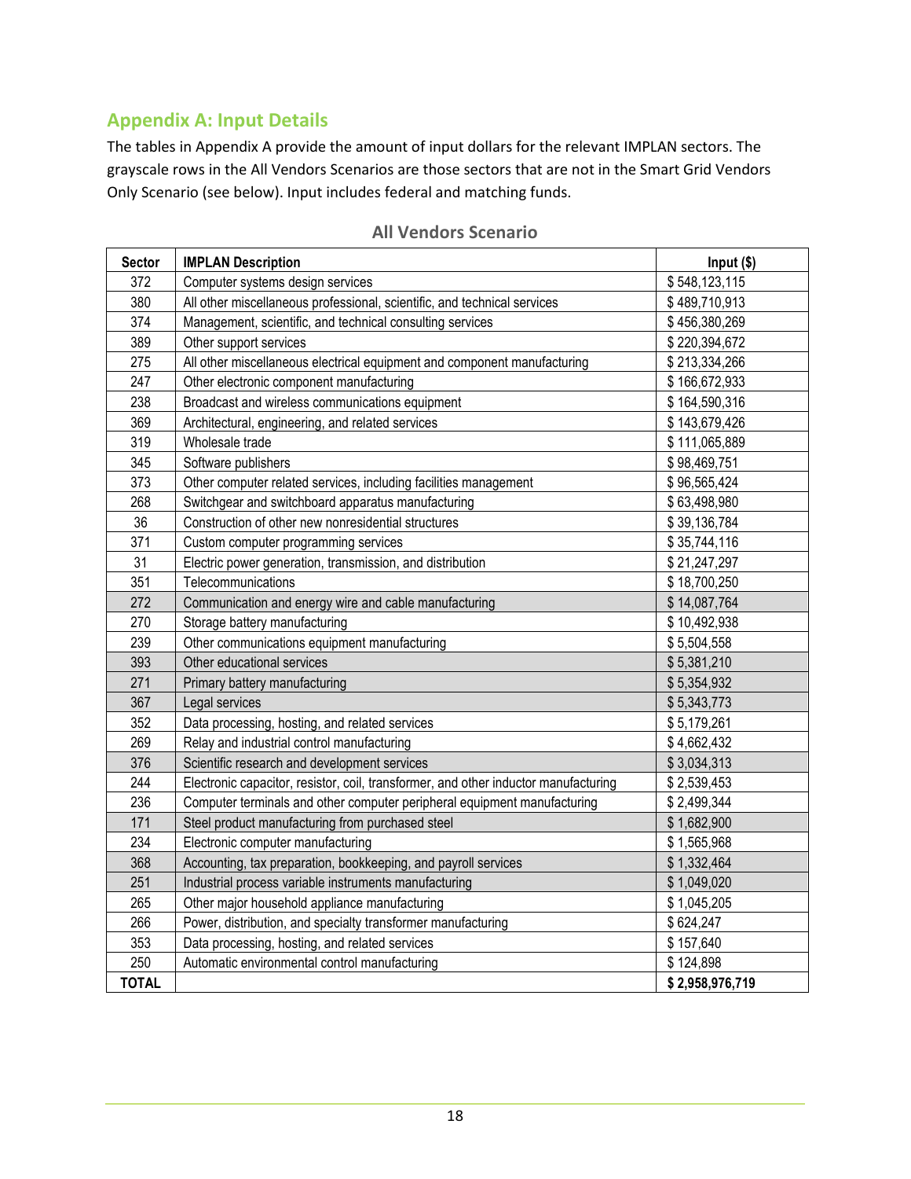## Appendix A: Input Details

The tables in Appendix A provide the amount of input dollars for the relevant IMPLAN sectors. The grayscale rows in the All Vendors Scenarios are those sectors that are not in the Smart Grid Vendors Only Scenario (see below). Input includes federal and matching funds.

### All Vendors Scenario

| Sector | IMPLAN Description | Input ($) |
|---|---|---|
| 372 | Computer systems design services | $ 548,123,115 |
| 380 | All other miscellaneous professional, scientific, and technical services | $ 489,710,913 |
| 374 | Management, scientific, and technical consulting services | $ 456,380,269 |
| 389 | Other support services | $ 220,394,672 |
| 275 | All other miscellaneous electrical equipment and component manufacturing | $ 213,334,266 |
| 247 | Other electronic component manufacturing | $ 166,672,933 |
| 238 | Broadcast and wireless communications equipment | $ 164,590,316 |
| 369 | Architectural, engineering, and related services | $ 143,679,426 |
| 319 | Wholesale trade | $ 111,065,889 |
| 345 | Software publishers | $ 98,469,751 |
| 373 | Other computer related services, including facilities management | $ 96,565,424 |
| 268 | Switchgear and switchboard apparatus manufacturing | $ 63,498,980 |
| 36 | Construction of other new nonresidential structures | $ 39,136,784 |
| 371 | Custom computer programming services | $ 35,744,116 |
| 31 | Electric power generation, transmission, and distribution | $ 21,247,297 |
| 351 | Telecommunications | $ 18,700,250 |
| 272 | Communication and energy wire and cable manufacturing | $ 14,087,764 |
| 270 | Storage battery manufacturing | $ 10,492,938 |
| 239 | Other communications equipment manufacturing | $ 5,504,558 |
| 393 | Other educational services | $ 5,381,210 |
| 271 | Primary battery manufacturing | $ 5,354,932 |
| 367 | Legal services | $ 5,343,773 |
| 352 | Data processing, hosting, and related services | $ 5,179,261 |
| 269 | Relay and industrial control manufacturing | $ 4,662,432 |
| 376 | Scientific research and development services | $ 3,034,313 |
| 244 | Electronic capacitor, resistor, coil, transformer, and other inductor manufacturing | $ 2,539,453 |
| 236 | Computer terminals and other computer peripheral equipment manufacturing | $ 2,499,344 |
| 171 | Steel product manufacturing from purchased steel | $ 1,682,900 |
| 234 | Electronic computer manufacturing | $ 1,565,968 |
| 368 | Accounting, tax preparation, bookkeeping, and payroll services | $ 1,332,464 |
| 251 | Industrial process variable instruments manufacturing | $ 1,049,020 |
| 265 | Other major household appliance manufacturing | $ 1,045,205 |
| 266 | Power, distribution, and specialty transformer manufacturing | $ 624,247 |
| 353 | Data processing, hosting, and related services | $ 157,640 |
| 250 | Automatic environmental control manufacturing | $ 124,898 |
| **TOTAL** | | **$ 2,958,976,719** |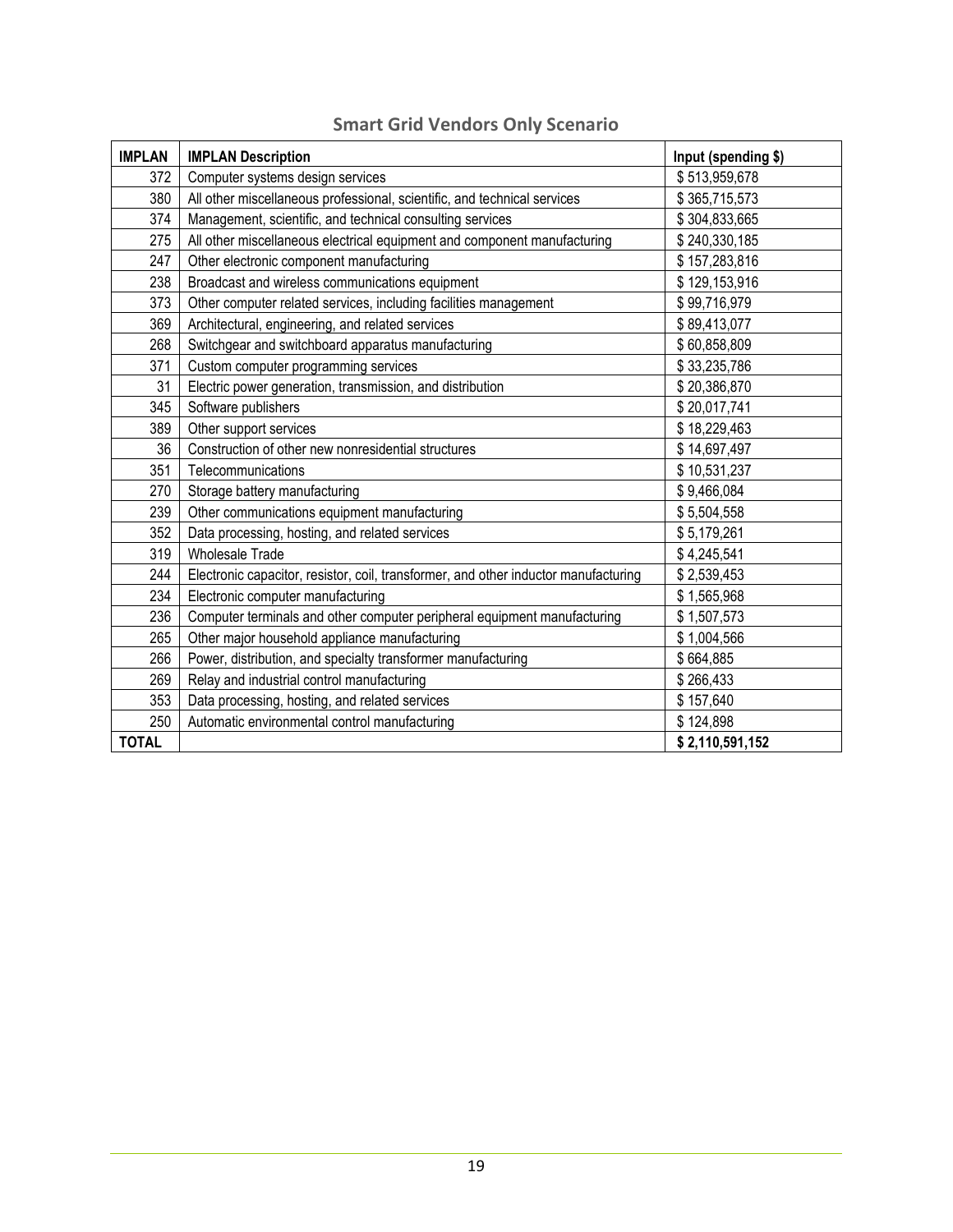## Smart Grid Vendors Only Scenario

| IMPLAN | IMPLAN Description | Input (spending $) |
|---|---|---|
| 372 | Computer systems design services | $ 513,959,678 |
| 380 | All other miscellaneous professional, scientific, and technical services | $ 365,715,573 |
| 374 | Management, scientific, and technical consulting services | $ 304,833,665 |
| 275 | All other miscellaneous electrical equipment and component manufacturing | $ 240,330,185 |
| 247 | Other electronic component manufacturing | $ 157,283,816 |
| 238 | Broadcast and wireless communications equipment | $ 129,153,916 |
| 373 | Other computer related services, including facilities management | $ 99,716,979 |
| 369 | Architectural, engineering, and related services | $ 89,413,077 |
| 268 | Switchgear and switchboard apparatus manufacturing | $ 60,858,809 |
| 371 | Custom computer programming services | $ 33,235,786 |
| 31 | Electric power generation, transmission, and distribution | $ 20,386,870 |
| 345 | Software publishers | $ 20,017,741 |
| 389 | Other support services | $ 18,229,463 |
| 36 | Construction of other new nonresidential structures | $ 14,697,497 |
| 351 | Telecommunications | $ 10,531,237 |
| 270 | Storage battery manufacturing | $ 9,466,084 |
| 239 | Other communications equipment manufacturing | $ 5,504,558 |
| 352 | Data processing, hosting, and related services | $ 5,179,261 |
| 319 | Wholesale Trade | $ 4,245,541 |
| 244 | Electronic capacitor, resistor, coil, transformer, and other inductor manufacturing | $ 2,539,453 |
| 234 | Electronic computer manufacturing | $ 1,565,968 |
| 236 | Computer terminals and other computer peripheral equipment manufacturing | $ 1,507,573 |
| 265 | Other major household appliance manufacturing | $ 1,004,566 |
| 266 | Power, distribution, and specialty transformer manufacturing | $ 664,885 |
| 269 | Relay and industrial control manufacturing | $ 266,433 |
| 353 | Data processing, hosting, and related services | $ 157,640 |
| 250 | Automatic environmental control manufacturing | $ 124,898 |
| **TOTAL** | | **$ 2,110,591,152** |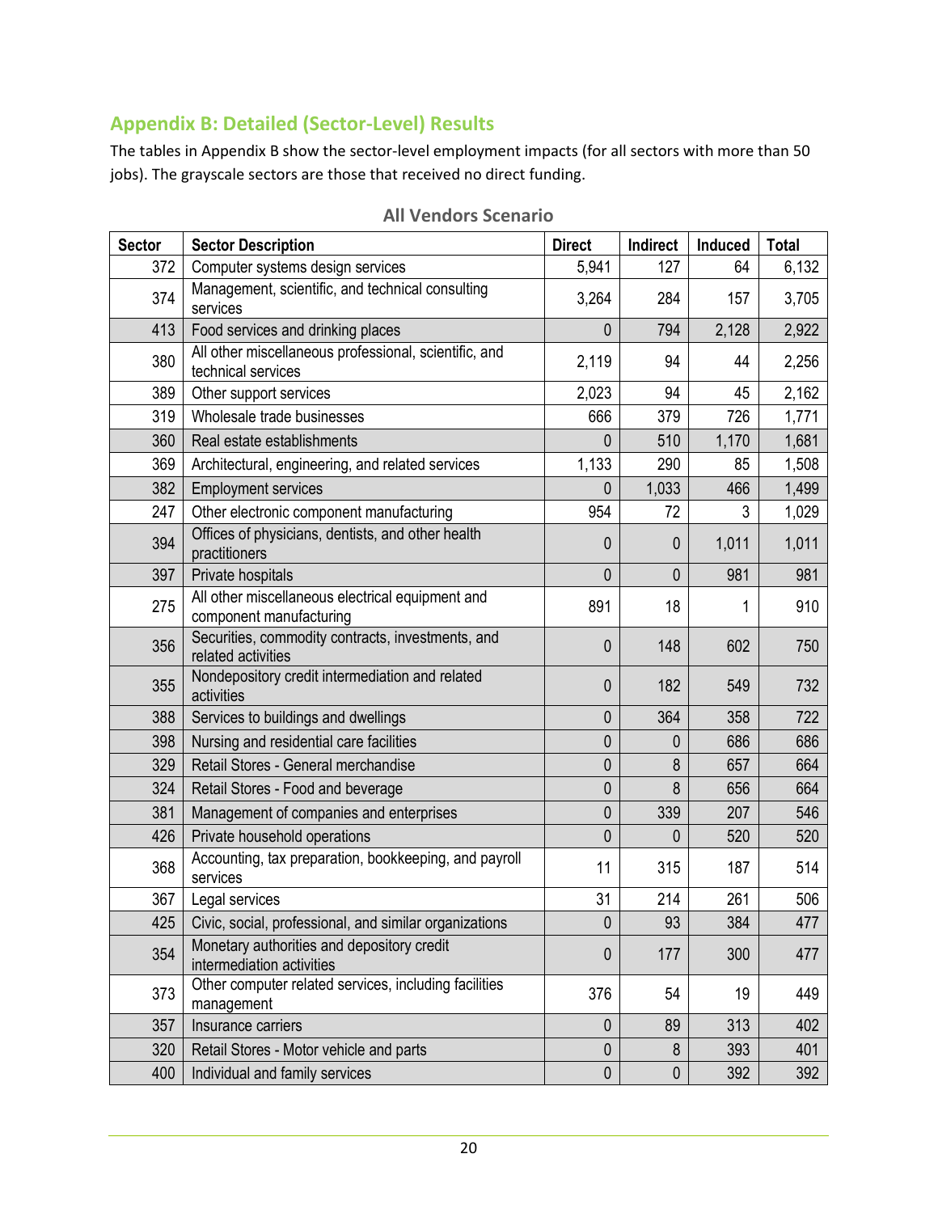## Appendix B: Detailed (Sector-Level) Results

The tables in Appendix B show the sector-level employment impacts (for all sectors with more than 50 jobs). The grayscale sectors are those that received no direct funding.

### All Vendors Scenario

| Sector | Sector Description | Direct | Indirect | Induced | Total |
|---|---|---|---|---|---|
| 372 | Computer systems design services | 5,941 | 127 | 64 | 6,132 |
| 374 | Management, scientific, and technical consulting services | 3,264 | 284 | 157 | 3,705 |
| 413 | Food services and drinking places | 0 | 794 | 2,128 | 2,922 |
| 380 | All other miscellaneous professional, scientific, and technical services | 2,119 | 94 | 44 | 2,256 |
| 389 | Other support services | 2,023 | 94 | 45 | 2,162 |
| 319 | Wholesale trade businesses | 666 | 379 | 726 | 1,771 |
| 360 | Real estate establishments | 0 | 510 | 1,170 | 1,681 |
| 369 | Architectural, engineering, and related services | 1,133 | 290 | 85 | 1,508 |
| 382 | Employment services | 0 | 1,033 | 466 | 1,499 |
| 247 | Other electronic component manufacturing | 954 | 72 | 3 | 1,029 |
| 394 | Offices of physicians, dentists, and other health practitioners | 0 | 0 | 1,011 | 1,011 |
| 397 | Private hospitals | 0 | 0 | 981 | 981 |
| 275 | All other miscellaneous electrical equipment and component manufacturing | 891 | 18 | 1 | 910 |
| 356 | Securities, commodity contracts, investments, and related activities | 0 | 148 | 602 | 750 |
| 355 | Nondepository credit intermediation and related activities | 0 | 182 | 549 | 732 |
| 388 | Services to buildings and dwellings | 0 | 364 | 358 | 722 |
| 398 | Nursing and residential care facilities | 0 | 0 | 686 | 686 |
| 329 | Retail Stores - General merchandise | 0 | 8 | 657 | 664 |
| 324 | Retail Stores - Food and beverage | 0 | 8 | 656 | 664 |
| 381 | Management of companies and enterprises | 0 | 339 | 207 | 546 |
| 426 | Private household operations | 0 | 0 | 520 | 520 |
| 368 | Accounting, tax preparation, bookkeeping, and payroll services | 11 | 315 | 187 | 514 |
| 367 | Legal services | 31 | 214 | 261 | 506 |
| 425 | Civic, social, professional, and similar organizations | 0 | 93 | 384 | 477 |
| 354 | Monetary authorities and depository credit intermediation activities | 0 | 177 | 300 | 477 |
| 373 | Other computer related services, including facilities management | 376 | 54 | 19 | 449 |
| 357 | Insurance carriers | 0 | 89 | 313 | 402 |
| 320 | Retail Stores - Motor vehicle and parts | 0 | 8 | 393 | 401 |
| 400 | Individual and family services | 0 | 0 | 392 | 392 |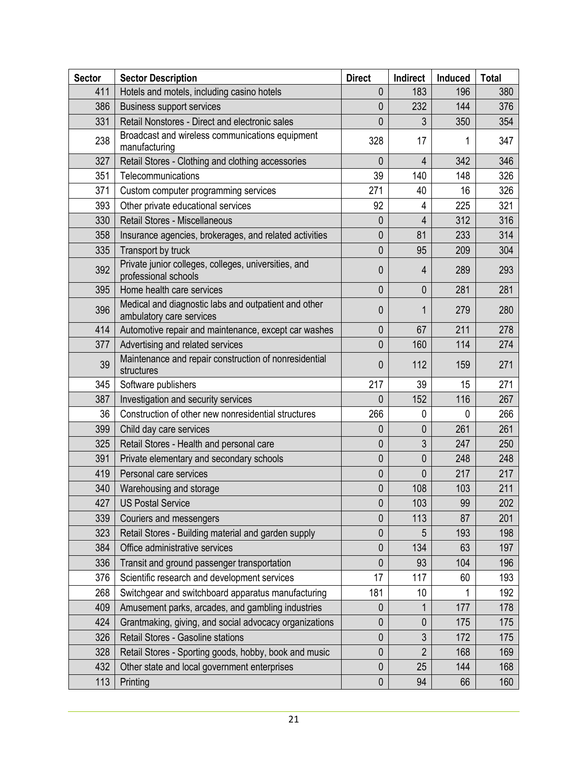| Sector | Sector Description | Direct | Indirect | Induced | Total |
|---|---|---|---|---|---|
| 411 | Hotels and motels, including casino hotels | 0 | 183 | 196 | 380 |
| 386 | Business support services | 0 | 232 | 144 | 376 |
| 331 | Retail Nonstores - Direct and electronic sales | 0 | 3 | 350 | 354 |
| 238 | Broadcast and wireless communications equipment manufacturing | 328 | 17 | 1 | 347 |
| 327 | Retail Stores - Clothing and clothing accessories | 0 | 4 | 342 | 346 |
| 351 | Telecommunications | 39 | 140 | 148 | 326 |
| 371 | Custom computer programming services | 271 | 40 | 16 | 326 |
| 393 | Other private educational services | 92 | 4 | 225 | 321 |
| 330 | Retail Stores - Miscellaneous | 0 | 4 | 312 | 316 |
| 358 | Insurance agencies, brokerages, and related activities | 0 | 81 | 233 | 314 |
| 335 | Transport by truck | 0 | 95 | 209 | 304 |
| 392 | Private junior colleges, colleges, universities, and professional schools | 0 | 4 | 289 | 293 |
| 395 | Home health care services | 0 | 0 | 281 | 281 |
| 396 | Medical and diagnostic labs and outpatient and other ambulatory care services | 0 | 1 | 279 | 280 |
| 414 | Automotive repair and maintenance, except car washes | 0 | 67 | 211 | 278 |
| 377 | Advertising and related services | 0 | 160 | 114 | 274 |
| 39 | Maintenance and repair construction of nonresidential structures | 0 | 112 | 159 | 271 |
| 345 | Software publishers | 217 | 39 | 15 | 271 |
| 387 | Investigation and security services | 0 | 152 | 116 | 267 |
| 36 | Construction of other new nonresidential structures | 266 | 0 | 0 | 266 |
| 399 | Child day care services | 0 | 0 | 261 | 261 |
| 325 | Retail Stores - Health and personal care | 0 | 3 | 247 | 250 |
| 391 | Private elementary and secondary schools | 0 | 0 | 248 | 248 |
| 419 | Personal care services | 0 | 0 | 217 | 217 |
| 340 | Warehousing and storage | 0 | 108 | 103 | 211 |
| 427 | US Postal Service | 0 | 103 | 99 | 202 |
| 339 | Couriers and messengers | 0 | 113 | 87 | 201 |
| 323 | Retail Stores - Building material and garden supply | 0 | 5 | 193 | 198 |
| 384 | Office administrative services | 0 | 134 | 63 | 197 |
| 336 | Transit and ground passenger transportation | 0 | 93 | 104 | 196 |
| 376 | Scientific research and development services | 17 | 117 | 60 | 193 |
| 268 | Switchgear and switchboard apparatus manufacturing | 181 | 10 | 1 | 192 |
| 409 | Amusement parks, arcades, and gambling industries | 0 | 1 | 177 | 178 |
| 424 | Grantmaking, giving, and social advocacy organizations | 0 | 0 | 175 | 175 |
| 326 | Retail Stores - Gasoline stations | 0 | 3 | 172 | 175 |
| 328 | Retail Stores - Sporting goods, hobby, book and music | 0 | 2 | 168 | 169 |
| 432 | Other state and local government enterprises | 0 | 25 | 144 | 168 |
| 113 | Printing | 0 | 94 | 66 | 160 |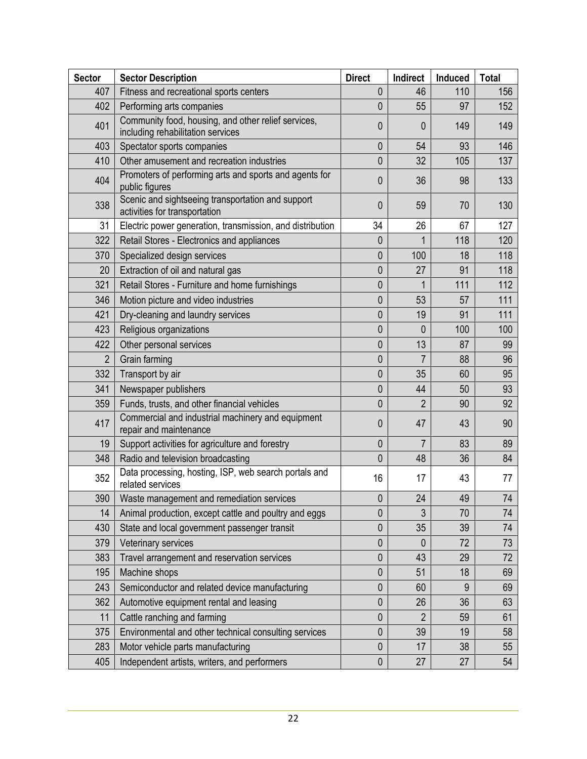| Sector | Sector Description | Direct | Indirect | Induced | Total |
|---|---|---|---|---|---|
| 407 | Fitness and recreational sports centers | 0 | 46 | 110 | 156 |
| 402 | Performing arts companies | 0 | 55 | 97 | 152 |
| 401 | Community food, housing, and other relief services, including rehabilitation services | 0 | 0 | 149 | 149 |
| 403 | Spectator sports companies | 0 | 54 | 93 | 146 |
| 410 | Other amusement and recreation industries | 0 | 32 | 105 | 137 |
| 404 | Promoters of performing arts and sports and agents for public figures | 0 | 36 | 98 | 133 |
| 338 | Scenic and sightseeing transportation and support activities for transportation | 0 | 59 | 70 | 130 |
| 31 | Electric power generation, transmission, and distribution | 34 | 26 | 67 | 127 |
| 322 | Retail Stores - Electronics and appliances | 0 | 1 | 118 | 120 |
| 370 | Specialized design services | 0 | 100 | 18 | 118 |
| 20 | Extraction of oil and natural gas | 0 | 27 | 91 | 118 |
| 321 | Retail Stores - Furniture and home furnishings | 0 | 1 | 111 | 112 |
| 346 | Motion picture and video industries | 0 | 53 | 57 | 111 |
| 421 | Dry-cleaning and laundry services | 0 | 19 | 91 | 111 |
| 423 | Religious organizations | 0 | 0 | 100 | 100 |
| 422 | Other personal services | 0 | 13 | 87 | 99 |
| 2 | Grain farming | 0 | 7 | 88 | 96 |
| 332 | Transport by air | 0 | 35 | 60 | 95 |
| 341 | Newspaper publishers | 0 | 44 | 50 | 93 |
| 359 | Funds, trusts, and other financial vehicles | 0 | 2 | 90 | 92 |
| 417 | Commercial and industrial machinery and equipment repair and maintenance | 0 | 47 | 43 | 90 |
| 19 | Support activities for agriculture and forestry | 0 | 7 | 83 | 89 |
| 348 | Radio and television broadcasting | 0 | 48 | 36 | 84 |
| 352 | Data processing, hosting, ISP, web search portals and related services | 16 | 17 | 43 | 77 |
| 390 | Waste management and remediation services | 0 | 24 | 49 | 74 |
| 14 | Animal production, except cattle and poultry and eggs | 0 | 3 | 70 | 74 |
| 430 | State and local government passenger transit | 0 | 35 | 39 | 74 |
| 379 | Veterinary services | 0 | 0 | 72 | 73 |
| 383 | Travel arrangement and reservation services | 0 | 43 | 29 | 72 |
| 195 | Machine shops | 0 | 51 | 18 | 69 |
| 243 | Semiconductor and related device manufacturing | 0 | 60 | 9 | 69 |
| 362 | Automotive equipment rental and leasing | 0 | 26 | 36 | 63 |
| 11 | Cattle ranching and farming | 0 | 2 | 59 | 61 |
| 375 | Environmental and other technical consulting services | 0 | 39 | 19 | 58 |
| 283 | Motor vehicle parts manufacturing | 0 | 17 | 38 | 55 |
| 405 | Independent artists, writers, and performers | 0 | 27 | 27 | 54 |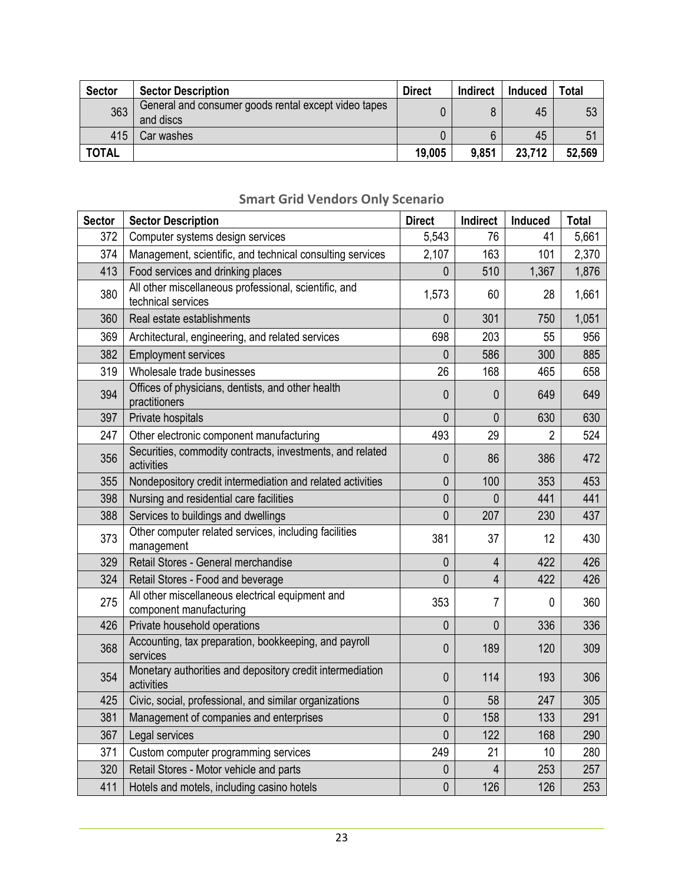| Sector | Sector Description | Direct | Indirect | Induced | Total |
|---|---|---|---|---|---|
| 363 | General and consumer goods rental except video tapes and discs | 0 | 8 | 45 | 53 |
| 415 | Car washes | 0 | 6 | 45 | 51 |
| **TOTAL** | | **19,005** | **9,851** | **23,712** | **52,569** |

## Smart Grid Vendors Only Scenario

| Sector | Sector Description | Direct | Indirect | Induced | Total |
|---|---|---|---|---|---|
| 372 | Computer systems design services | 5,543 | 76 | 41 | 5,661 |
| 374 | Management, scientific, and technical consulting services | 2,107 | 163 | 101 | 2,370 |
| 413 | Food services and drinking places | 0 | 510 | 1,367 | 1,876 |
| 380 | All other miscellaneous professional, scientific, and technical services | 1,573 | 60 | 28 | 1,661 |
| 360 | Real estate establishments | 0 | 301 | 750 | 1,051 |
| 369 | Architectural, engineering, and related services | 698 | 203 | 55 | 956 |
| 382 | Employment services | 0 | 586 | 300 | 885 |
| 319 | Wholesale trade businesses | 26 | 168 | 465 | 658 |
| 394 | Offices of physicians, dentists, and other health practitioners | 0 | 0 | 649 | 649 |
| 397 | Private hospitals | 0 | 0 | 630 | 630 |
| 247 | Other electronic component manufacturing | 493 | 29 | 2 | 524 |
| 356 | Securities, commodity contracts, investments, and related activities | 0 | 86 | 386 | 472 |
| 355 | Nondepository credit intermediation and related activities | 0 | 100 | 353 | 453 |
| 398 | Nursing and residential care facilities | 0 | 0 | 441 | 441 |
| 388 | Services to buildings and dwellings | 0 | 207 | 230 | 437 |
| 373 | Other computer related services, including facilities management | 381 | 37 | 12 | 430 |
| 329 | Retail Stores - General merchandise | 0 | 4 | 422 | 426 |
| 324 | Retail Stores - Food and beverage | 0 | 4 | 422 | 426 |
| 275 | All other miscellaneous electrical equipment and component manufacturing | 353 | 7 | 0 | 360 |
| 426 | Private household operations | 0 | 0 | 336 | 336 |
| 368 | Accounting, tax preparation, bookkeeping, and payroll services | 0 | 189 | 120 | 309 |
| 354 | Monetary authorities and depository credit intermediation activities | 0 | 114 | 193 | 306 |
| 425 | Civic, social, professional, and similar organizations | 0 | 58 | 247 | 305 |
| 381 | Management of companies and enterprises | 0 | 158 | 133 | 291 |
| 367 | Legal services | 0 | 122 | 168 | 290 |
| 371 | Custom computer programming services | 249 | 21 | 10 | 280 |
| 320 | Retail Stores - Motor vehicle and parts | 0 | 4 | 253 | 257 |
| 411 | Hotels and motels, including casino hotels | 0 | 126 | 126 | 253 |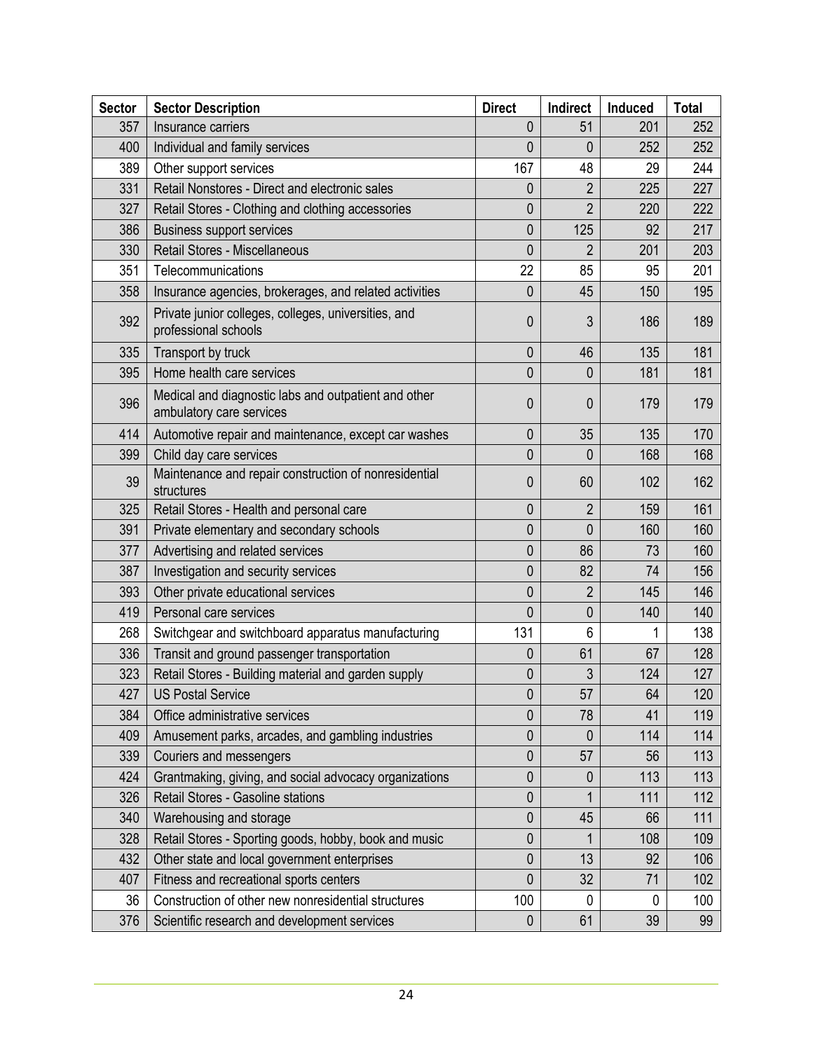| Sector | Sector Description | Direct | Indirect | Induced | Total |
|---|---|---|---|---|---|
| 357 | Insurance carriers | 0 | 51 | 201 | 252 |
| 400 | Individual and family services | 0 | 0 | 252 | 252 |
| 389 | Other support services | 167 | 48 | 29 | 244 |
| 331 | Retail Nonstores - Direct and electronic sales | 0 | 2 | 225 | 227 |
| 327 | Retail Stores - Clothing and clothing accessories | 0 | 2 | 220 | 222 |
| 386 | Business support services | 0 | 125 | 92 | 217 |
| 330 | Retail Stores - Miscellaneous | 0 | 2 | 201 | 203 |
| 351 | Telecommunications | 22 | 85 | 95 | 201 |
| 358 | Insurance agencies, brokerages, and related activities | 0 | 45 | 150 | 195 |
| 392 | Private junior colleges, colleges, universities, and professional schools | 0 | 3 | 186 | 189 |
| 335 | Transport by truck | 0 | 46 | 135 | 181 |
| 395 | Home health care services | 0 | 0 | 181 | 181 |
| 396 | Medical and diagnostic labs and outpatient and other ambulatory care services | 0 | 0 | 179 | 179 |
| 414 | Automotive repair and maintenance, except car washes | 0 | 35 | 135 | 170 |
| 399 | Child day care services | 0 | 0 | 168 | 168 |
| 39 | Maintenance and repair construction of nonresidential structures | 0 | 60 | 102 | 162 |
| 325 | Retail Stores - Health and personal care | 0 | 2 | 159 | 161 |
| 391 | Private elementary and secondary schools | 0 | 0 | 160 | 160 |
| 377 | Advertising and related services | 0 | 86 | 73 | 160 |
| 387 | Investigation and security services | 0 | 82 | 74 | 156 |
| 393 | Other private educational services | 0 | 2 | 145 | 146 |
| 419 | Personal care services | 0 | 0 | 140 | 140 |
| 268 | Switchgear and switchboard apparatus manufacturing | 131 | 6 | 1 | 138 |
| 336 | Transit and ground passenger transportation | 0 | 61 | 67 | 128 |
| 323 | Retail Stores - Building material and garden supply | 0 | 3 | 124 | 127 |
| 427 | US Postal Service | 0 | 57 | 64 | 120 |
| 384 | Office administrative services | 0 | 78 | 41 | 119 |
| 409 | Amusement parks, arcades, and gambling industries | 0 | 0 | 114 | 114 |
| 339 | Couriers and messengers | 0 | 57 | 56 | 113 |
| 424 | Grantmaking, giving, and social advocacy organizations | 0 | 0 | 113 | 113 |
| 326 | Retail Stores - Gasoline stations | 0 | 1 | 111 | 112 |
| 340 | Warehousing and storage | 0 | 45 | 66 | 111 |
| 328 | Retail Stores - Sporting goods, hobby, book and music | 0 | 1 | 108 | 109 |
| 432 | Other state and local government enterprises | 0 | 13 | 92 | 106 |
| 407 | Fitness and recreational sports centers | 0 | 32 | 71 | 102 |
| 36 | Construction of other new nonresidential structures | 100 | 0 | 0 | 100 |
| 376 | Scientific research and development services | 0 | 61 | 39 | 99 |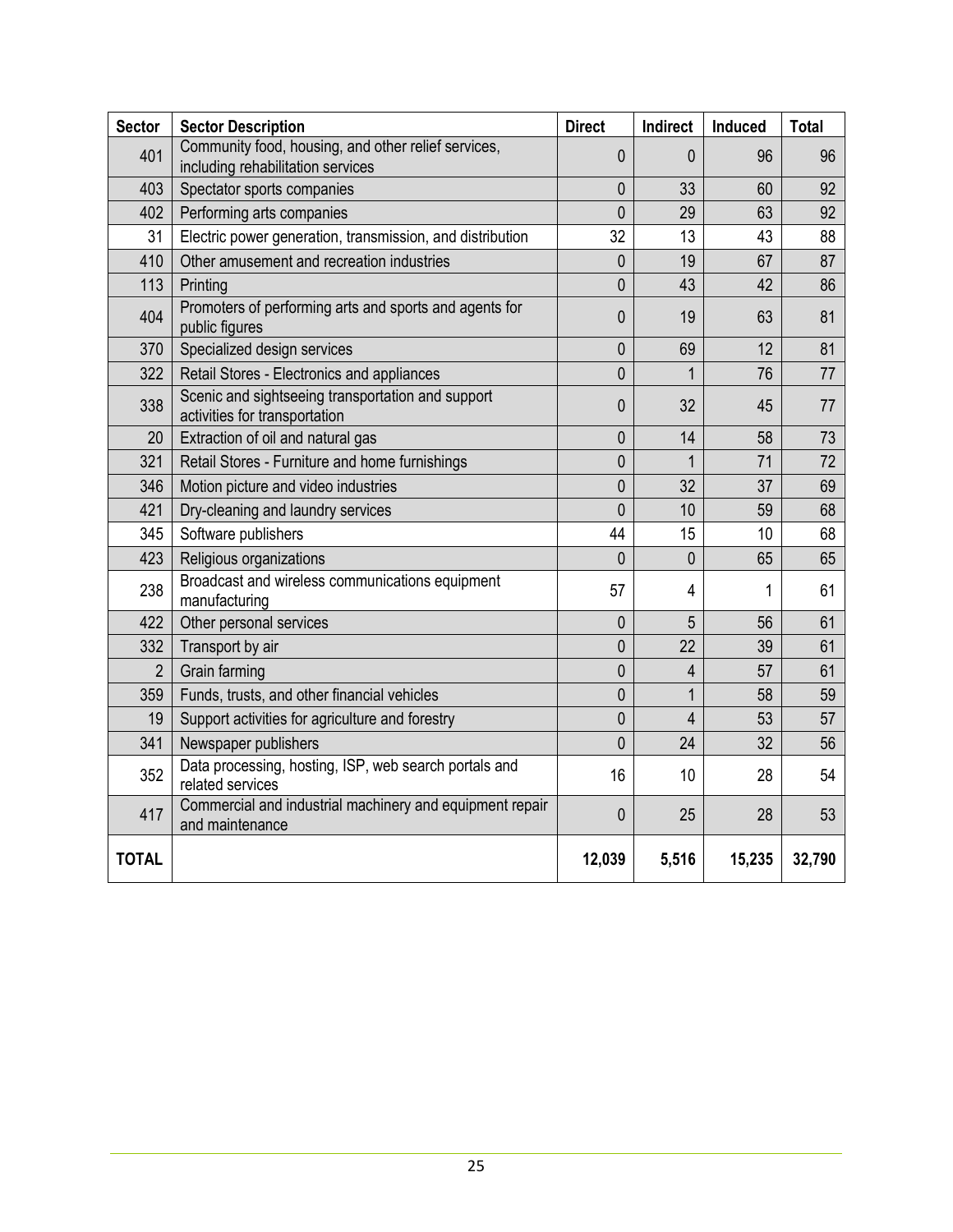| Sector | Sector Description | Direct | Indirect | Induced | Total |
|---|---|---|---|---|---|
| 401 | Community food, housing, and other relief services, including rehabilitation services | 0 | 0 | 96 | 96 |
| 403 | Spectator sports companies | 0 | 33 | 60 | 92 |
| 402 | Performing arts companies | 0 | 29 | 63 | 92 |
| 31 | Electric power generation, transmission, and distribution | 32 | 13 | 43 | 88 |
| 410 | Other amusement and recreation industries | 0 | 19 | 67 | 87 |
| 113 | Printing | 0 | 43 | 42 | 86 |
| 404 | Promoters of performing arts and sports and agents for public figures | 0 | 19 | 63 | 81 |
| 370 | Specialized design services | 0 | 69 | 12 | 81 |
| 322 | Retail Stores - Electronics and appliances | 0 | 1 | 76 | 77 |
| 338 | Scenic and sightseeing transportation and support activities for transportation | 0 | 32 | 45 | 77 |
| 20 | Extraction of oil and natural gas | 0 | 14 | 58 | 73 |
| 321 | Retail Stores - Furniture and home furnishings | 0 | 1 | 71 | 72 |
| 346 | Motion picture and video industries | 0 | 32 | 37 | 69 |
| 421 | Dry-cleaning and laundry services | 0 | 10 | 59 | 68 |
| 345 | Software publishers | 44 | 15 | 10 | 68 |
| 423 | Religious organizations | 0 | 0 | 65 | 65 |
| 238 | Broadcast and wireless communications equipment manufacturing | 57 | 4 | 1 | 61 |
| 422 | Other personal services | 0 | 5 | 56 | 61 |
| 332 | Transport by air | 0 | 22 | 39 | 61 |
| 2 | Grain farming | 0 | 4 | 57 | 61 |
| 359 | Funds, trusts, and other financial vehicles | 0 | 1 | 58 | 59 |
| 19 | Support activities for agriculture and forestry | 0 | 4 | 53 | 57 |
| 341 | Newspaper publishers | 0 | 24 | 32 | 56 |
| 352 | Data processing, hosting, ISP, web search portals and related services | 16 | 10 | 28 | 54 |
| 417 | Commercial and industrial machinery and equipment repair and maintenance | 0 | 25 | 28 | 53 |
| **TOTAL** | | **12,039** | **5,516** | **15,235** | **32,790** |